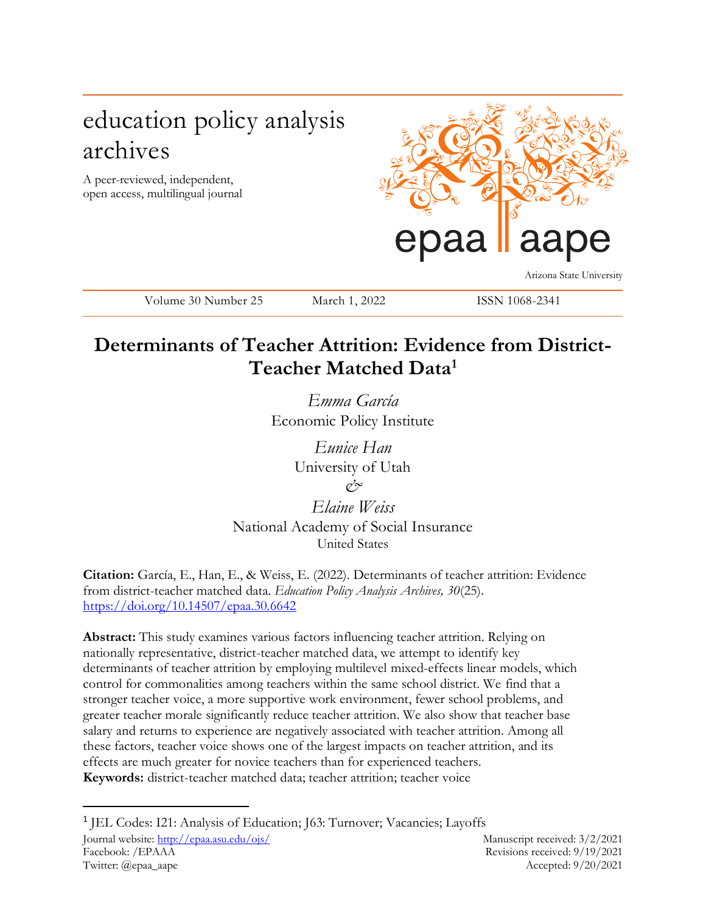education policy analysis archives

A peer-reviewed, independent, open access, multilingual journal

epaa aape

Arizona State University

Volume 30 Number 25 March 1, 2022 ISSN 1068-2341

# Determinants of Teacher Attrition: Evidence from District-Teacher Matched Data[1]

*Emma García*
Economic Policy Institute

*Eunice Han*
University of Utah

*&*

*Elaine Weiss*
National Academy of Social Insurance
United States

**Citation:** García, E., Han, E., & Weiss, E. (2022). Determinants of teacher attrition: Evidence from district-teacher matched data. *Education Policy Analysis Archives, 30*(25). https://doi.org/10.14507/epaa.30.6642

**Abstract:** This study examines various factors influencing teacher attrition. Relying on nationally representative, district-teacher matched data, we attempt to identify key determinants of teacher attrition by employing multilevel mixed-effects linear models, which control for commonalities among teachers within the same school district. We find that a stronger teacher voice, a more supportive work environment, fewer school problems, and greater teacher morale significantly reduce teacher attrition. We also show that teacher base salary and returns to experience are negatively associated with teacher attrition. Among all these factors, teacher voice shows one of the largest impacts on teacher attrition, and its effects are much greater for novice teachers than for experienced teachers.
**Keywords:** district-teacher matched data; teacher attrition; teacher voice

[1] JEL Codes: I21: Analysis of Education; J63: Turnover; Vacancies; Layoffs

Journal website: http://epaa.asu.edu/ojs/
Facebook: /EPAA
Twitter: @epaa_aape

Manuscript received: 3/2/2021
Revisions received: 9/19/2021
Accepted: 9/20/2021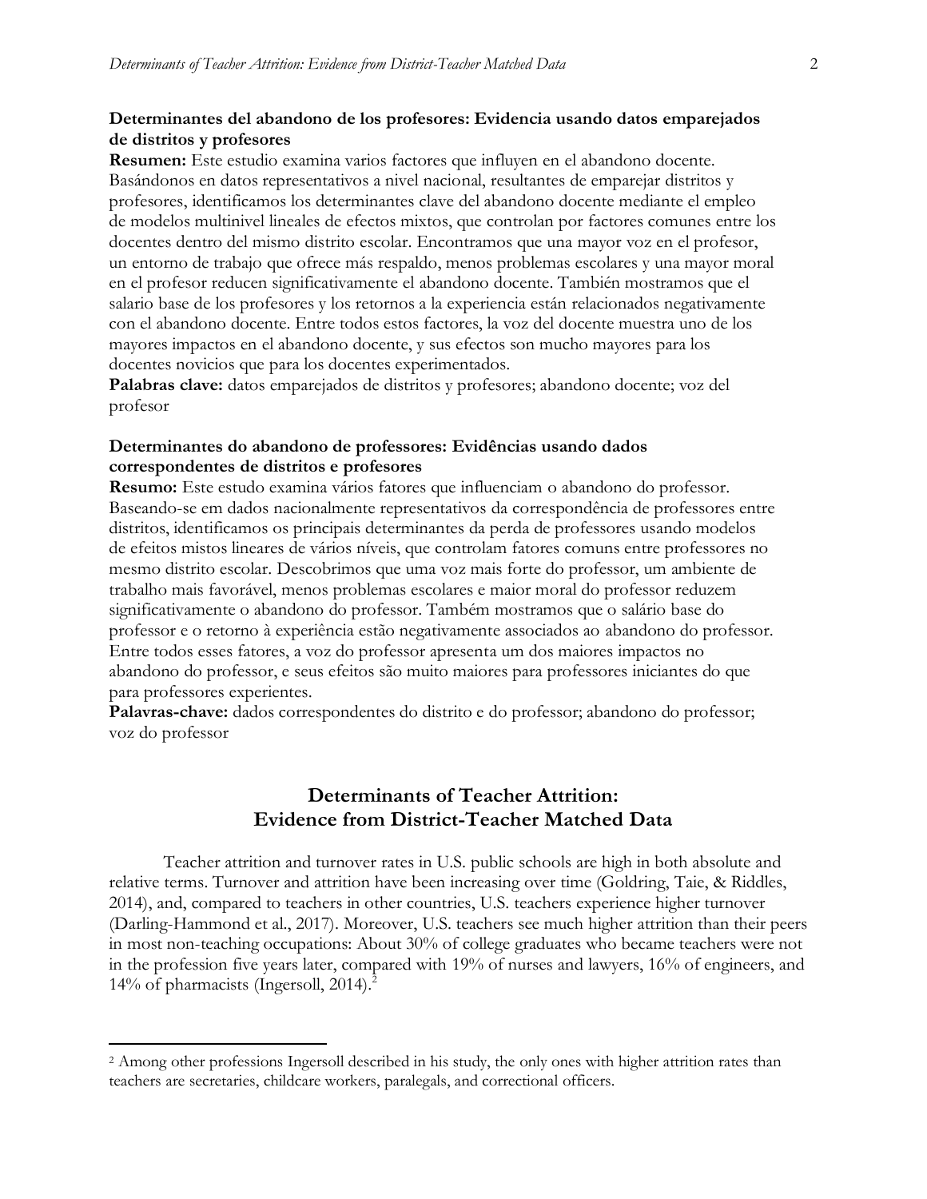**Determinantes del abandono de los profesores: Evidencia usando datos emparejados de distritos y profesores**

**Resumen:** Este estudio examina varios factores que influyen en el abandono docente. Basándonos en datos representativos a nivel nacional, resultantes de emparejar distritos y profesores, identificamos los determinantes clave del abandono docente mediante el empleo de modelos multinivel lineales de efectos mixtos, que controlan por factores comunes entre los docentes dentro del mismo distrito escolar. Encontramos que una mayor voz en el profesor, un entorno de trabajo que ofrece más respaldo, menos problemas escolares y una mayor moral en el profesor reducen significativamente el abandono docente. También mostramos que el salario base de los profesores y los retornos a la experiencia están relacionados negativamente con el abandono docente. Entre todos estos factores, la voz del docente muestra uno de los mayores impactos en el abandono docente, y sus efectos son mucho mayores para los docentes novicios que para los docentes experimentados.

**Palabras clave:** datos emparejados de distritos y profesores; abandono docente; voz del profesor

**Determinantes do abandono de professores: Evidências usando dados correspondentes de distritos e profesores**

**Resumo:** Este estudo examina vários fatores que influenciam o abandono do professor. Baseando-se em dados nacionalmente representativos da correspondência de professores entre distritos, identificamos os principais determinantes da perda de professores usando modelos de efeitos mistos lineares de vários níveis, que controlam fatores comuns entre professores no mesmo distrito escolar. Descobrimos que uma voz mais forte do professor, um ambiente de trabalho mais favorável, menos problemas escolares e maior moral do professor reduzem significativamente o abandono do professor. Também mostramos que o salário base do professor e o retorno à experiência estão negativamente associados ao abandono do professor. Entre todos esses fatores, a voz do professor apresenta um dos maiores impactos no abandono do professor, e seus efeitos são muito maiores para professores iniciantes do que para professores experientes.

**Palavras-chave:** dados correspondentes do distrito e do professor; abandono do professor; voz do professor

# Determinants of Teacher Attrition: Evidence from District-Teacher Matched Data

Teacher attrition and turnover rates in U.S. public schools are high in both absolute and relative terms. Turnover and attrition have been increasing over time (Goldring, Taie, & Riddles, 2014), and, compared to teachers in other countries, U.S. teachers experience higher turnover (Darling-Hammond et al., 2017). Moreover, U.S. teachers see much higher attrition than their peers in most non-teaching occupations: About 30% of college graduates who became teachers were not in the profession five years later, compared with 19% of nurses and lawyers, 16% of engineers, and 14% of pharmacists (Ingersoll, 2014).[2]

[2] Among other professions Ingersoll described in his study, the only ones with higher attrition rates than teachers are secretaries, childcare workers, paralegals, and correctional officers.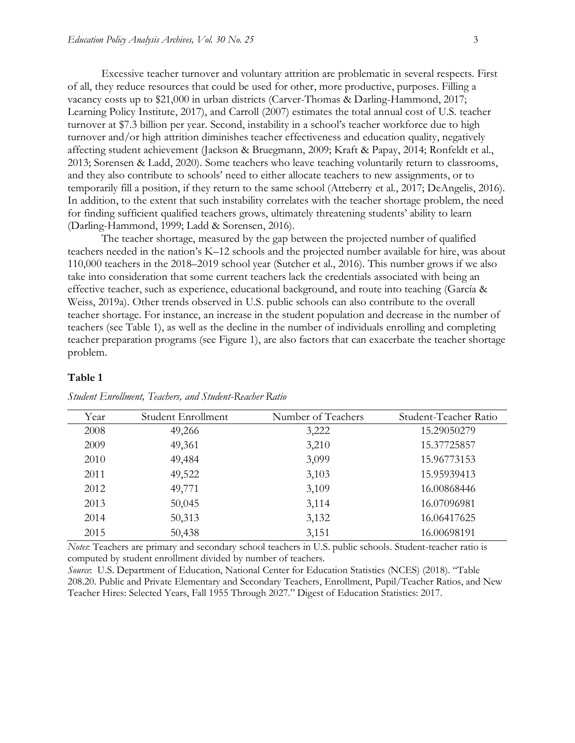Excessive teacher turnover and voluntary attrition are problematic in several respects. First of all, they reduce resources that could be used for other, more productive, purposes. Filling a vacancy costs up to $21,000 in urban districts (Carver-Thomas & Darling-Hammond, 2017; Learning Policy Institute, 2017), and Carroll (2007) estimates the total annual cost of U.S. teacher turnover at $7.3 billion per year. Second, instability in a school's teacher workforce due to high turnover and/or high attrition diminishes teacher effectiveness and education quality, negatively affecting student achievement (Jackson & Bruegmann, 2009; Kraft & Papay, 2014; Ronfeldt et al., 2013; Sorensen & Ladd, 2020). Some teachers who leave teaching voluntarily return to classrooms, and they also contribute to schools' need to either allocate teachers to new assignments, or to temporarily fill a position, if they return to the same school (Atteberry et al., 2017; DeAngelis, 2016). In addition, to the extent that such instability correlates with the teacher shortage problem, the need for finding sufficient qualified teachers grows, ultimately threatening students' ability to learn (Darling-Hammond, 1999; Ladd & Sorensen, 2016).

The teacher shortage, measured by the gap between the projected number of qualified teachers needed in the nation's K–12 schools and the projected number available for hire, was about 110,000 teachers in the 2018–2019 school year (Sutcher et al., 2016). This number grows if we also take into consideration that some current teachers lack the credentials associated with being an effective teacher, such as experience, educational background, and route into teaching (García & Weiss, 2019a). Other trends observed in U.S. public schools can also contribute to the overall teacher shortage. For instance, an increase in the student population and decrease in the number of teachers (see Table 1), as well as the decline in the number of individuals enrolling and completing teacher preparation programs (see Figure 1), are also factors that can exacerbate the teacher shortage problem.

**Table 1**

*Student Enrollment, Teachers, and Student-Reacher Ratio*

| Year | Student Enrollment | Number of Teachers | Student-Teacher Ratio |
|---|---|---|---|
| 2008 | 49,266 | 3,222 | 15.29050279 |
| 2009 | 49,361 | 3,210 | 15.37725857 |
| 2010 | 49,484 | 3,099 | 15.96773153 |
| 2011 | 49,522 | 3,103 | 15.95939413 |
| 2012 | 49,771 | 3,109 | 16.00868446 |
| 2013 | 50,045 | 3,114 | 16.07096981 |
| 2014 | 50,313 | 3,132 | 16.06417625 |
| 2015 | 50,438 | 3,151 | 16.00698191 |

*Notes*: Teachers are primary and secondary school teachers in U.S. public schools. Student-teacher ratio is computed by student enrollment divided by number of teachers.

*Source*: U.S. Department of Education, National Center for Education Statistics (NCES) (2018). "Table 208.20. Public and Private Elementary and Secondary Teachers, Enrollment, Pupil/Teacher Ratios, and New Teacher Hires: Selected Years, Fall 1955 Through 2027." Digest of Education Statistics: 2017.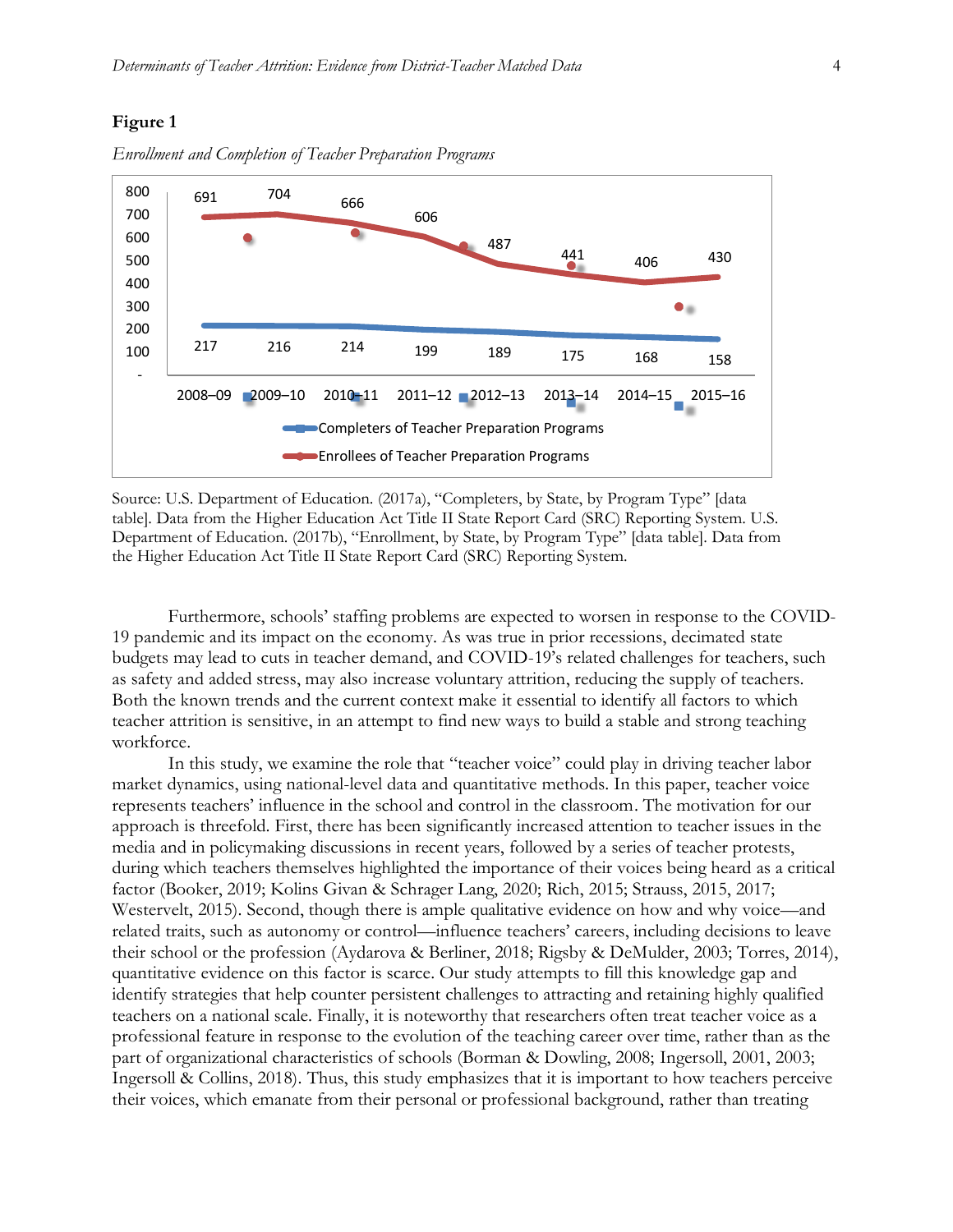**Figure 1**

*Enrollment and Completion of Teacher Preparation Programs*

| | 2008–09 | 2009–10 | 2010–11 | 2011–12 | 2012–13 | 2013–14 | 2014–15 | 2015–16 |
|---|---|---|---|---|---|---|---|---|
| Completers of Teacher Preparation Programs | 217 | 216 | 214 | 199 | 189 | 175 | 168 | 158 |
| Enrollees of Teacher Preparation Programs | 691 | 704 | 666 | 606 | 487 | 441 | 406 | 430 |

Source: U.S. Department of Education. (2017a), "Completers, by State, by Program Type" [data table]. Data from the Higher Education Act Title II State Report Card (SRC) Reporting System. U.S. Department of Education. (2017b), "Enrollment, by State, by Program Type" [data table]. Data from the Higher Education Act Title II State Report Card (SRC) Reporting System.

Furthermore, schools' staffing problems are expected to worsen in response to the COVID-19 pandemic and its impact on the economy. As was true in prior recessions, decimated state budgets may lead to cuts in teacher demand, and COVID-19's related challenges for teachers, such as safety and added stress, may also increase voluntary attrition, reducing the supply of teachers. Both the known trends and the current context make it essential to identify all factors to which teacher attrition is sensitive, in an attempt to find new ways to build a stable and strong teaching workforce.

In this study, we examine the role that "teacher voice" could play in driving teacher labor market dynamics, using national-level data and quantitative methods. In this paper, teacher voice represents teachers' influence in the school and control in the classroom. The motivation for our approach is threefold. First, there has been significantly increased attention to teacher issues in the media and in policymaking discussions in recent years, followed by a series of teacher protests, during which teachers themselves highlighted the importance of their voices being heard as a critical factor (Booker, 2019; Kolins Givan & Schrager Lang, 2020; Rich, 2015; Strauss, 2015, 2017; Westervelt, 2015). Second, though there is ample qualitative evidence on how and why voice—and related traits, such as autonomy or control—influence teachers' careers, including decisions to leave their school or the profession (Aydarova & Berliner, 2018; Rigsby & DeMulder, 2003; Torres, 2014), quantitative evidence on this factor is scarce. Our study attempts to fill this knowledge gap and identify strategies that help counter persistent challenges to attracting and retaining highly qualified teachers on a national scale. Finally, it is noteworthy that researchers often treat teacher voice as a professional feature in response to the evolution of the teaching career over time, rather than as the part of organizational characteristics of schools (Borman & Dowling, 2008; Ingersoll, 2001, 2003; Ingersoll & Collins, 2018). Thus, this study emphasizes that it is important to how teachers perceive their voices, which emanate from their personal or professional background, rather than treating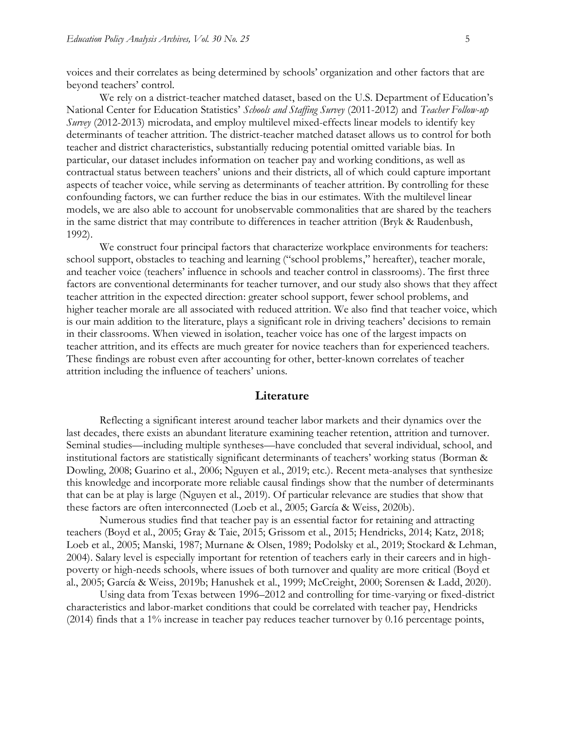voices and their correlates as being determined by schools' organization and other factors that are beyond teachers' control.

We rely on a district-teacher matched dataset, based on the U.S. Department of Education's National Center for Education Statistics' *Schools and Staffing Survey* (2011-2012) and *Teacher Follow-up Survey* (2012-2013) microdata, and employ multilevel mixed-effects linear models to identify key determinants of teacher attrition. The district-teacher matched dataset allows us to control for both teacher and district characteristics, substantially reducing potential omitted variable bias. In particular, our dataset includes information on teacher pay and working conditions, as well as contractual status between teachers' unions and their districts, all of which could capture important aspects of teacher voice, while serving as determinants of teacher attrition. By controlling for these confounding factors, we can further reduce the bias in our estimates. With the multilevel linear models, we are also able to account for unobservable commonalities that are shared by the teachers in the same district that may contribute to differences in teacher attrition (Bryk & Raudenbush, 1992).

We construct four principal factors that characterize workplace environments for teachers: school support, obstacles to teaching and learning ("school problems," hereafter), teacher morale, and teacher voice (teachers' influence in schools and teacher control in classrooms). The first three factors are conventional determinants for teacher turnover, and our study also shows that they affect teacher attrition in the expected direction: greater school support, fewer school problems, and higher teacher morale are all associated with reduced attrition. We also find that teacher voice, which is our main addition to the literature, plays a significant role in driving teachers' decisions to remain in their classrooms. When viewed in isolation, teacher voice has one of the largest impacts on teacher attrition, and its effects are much greater for novice teachers than for experienced teachers. These findings are robust even after accounting for other, better-known correlates of teacher attrition including the influence of teachers' unions.

## Literature

Reflecting a significant interest around teacher labor markets and their dynamics over the last decades, there exists an abundant literature examining teacher retention, attrition and turnover. Seminal studies—including multiple syntheses—have concluded that several individual, school, and institutional factors are statistically significant determinants of teachers' working status (Borman & Dowling, 2008; Guarino et al., 2006; Nguyen et al., 2019; etc.). Recent meta-analyses that synthesize this knowledge and incorporate more reliable causal findings show that the number of determinants that can be at play is large (Nguyen et al., 2019). Of particular relevance are studies that show that these factors are often interconnected (Loeb et al., 2005; García & Weiss, 2020b).

Numerous studies find that teacher pay is an essential factor for retaining and attracting teachers (Boyd et al., 2005; Gray & Taie, 2015; Grissom et al., 2015; Hendricks, 2014; Katz, 2018; Loeb et al., 2005; Manski, 1987; Murnane & Olsen, 1989; Podolsky et al., 2019; Stockard & Lehman, 2004). Salary level is especially important for retention of teachers early in their careers and in high-poverty or high-needs schools, where issues of both turnover and quality are more critical (Boyd et al., 2005; García & Weiss, 2019b; Hanushek et al., 1999; McCreight, 2000; Sorensen & Ladd, 2020).

Using data from Texas between 1996–2012 and controlling for time-varying or fixed-district characteristics and labor-market conditions that could be correlated with teacher pay, Hendricks (2014) finds that a 1% increase in teacher pay reduces teacher turnover by 0.16 percentage points,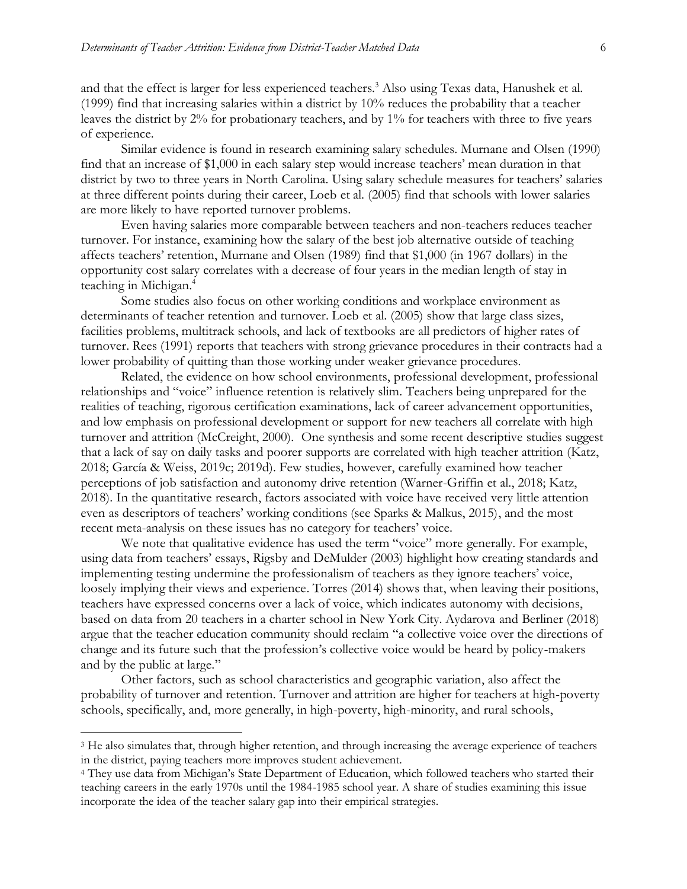and that the effect is larger for less experienced teachers.[3] Also using Texas data, Hanushek et al. (1999) find that increasing salaries within a district by 10% reduces the probability that a teacher leaves the district by 2% for probationary teachers, and by 1% for teachers with three to five years of experience.

Similar evidence is found in research examining salary schedules. Murnane and Olsen (1990) find that an increase of $1,000 in each salary step would increase teachers' mean duration in that district by two to three years in North Carolina. Using salary schedule measures for teachers' salaries at three different points during their career, Loeb et al. (2005) find that schools with lower salaries are more likely to have reported turnover problems.

Even having salaries more comparable between teachers and non-teachers reduces teacher turnover. For instance, examining how the salary of the best job alternative outside of teaching affects teachers' retention, Murnane and Olsen (1989) find that $1,000 (in 1967 dollars) in the opportunity cost salary correlates with a decrease of four years in the median length of stay in teaching in Michigan.[4]

Some studies also focus on other working conditions and workplace environment as determinants of teacher retention and turnover. Loeb et al. (2005) show that large class sizes, facilities problems, multitrack schools, and lack of textbooks are all predictors of higher rates of turnover. Rees (1991) reports that teachers with strong grievance procedures in their contracts had a lower probability of quitting than those working under weaker grievance procedures.

Related, the evidence on how school environments, professional development, professional relationships and "voice" influence retention is relatively slim. Teachers being unprepared for the realities of teaching, rigorous certification examinations, lack of career advancement opportunities, and low emphasis on professional development or support for new teachers all correlate with high turnover and attrition (McCreight, 2000). One synthesis and some recent descriptive studies suggest that a lack of say on daily tasks and poorer supports are correlated with high teacher attrition (Katz, 2018; García & Weiss, 2019c; 2019d). Few studies, however, carefully examined how teacher perceptions of job satisfaction and autonomy drive retention (Warner-Griffin et al., 2018; Katz, 2018). In the quantitative research, factors associated with voice have received very little attention even as descriptors of teachers' working conditions (see Sparks & Malkus, 2015), and the most recent meta-analysis on these issues has no category for teachers' voice.

We note that qualitative evidence has used the term "voice" more generally. For example, using data from teachers' essays, Rigsby and DeMulder (2003) highlight how creating standards and implementing testing undermine the professionalism of teachers as they ignore teachers' voice, loosely implying their views and experience. Torres (2014) shows that, when leaving their positions, teachers have expressed concerns over a lack of voice, which indicates autonomy with decisions, based on data from 20 teachers in a charter school in New York City. Aydarova and Berliner (2018) argue that the teacher education community should reclaim "a collective voice over the directions of change and its future such that the profession's collective voice would be heard by policy-makers and by the public at large."

Other factors, such as school characteristics and geographic variation, also affect the probability of turnover and retention. Turnover and attrition are higher for teachers at high-poverty schools, specifically, and, more generally, in high-poverty, high-minority, and rural schools,

---

[3] He also simulates that, through higher retention, and through increasing the average experience of teachers in the district, paying teachers more improves student achievement.

[4] They use data from Michigan's State Department of Education, which followed teachers who started their teaching careers in the early 1970s until the 1984-1985 school year. A share of studies examining this issue incorporate the idea of the teacher salary gap into their empirical strategies.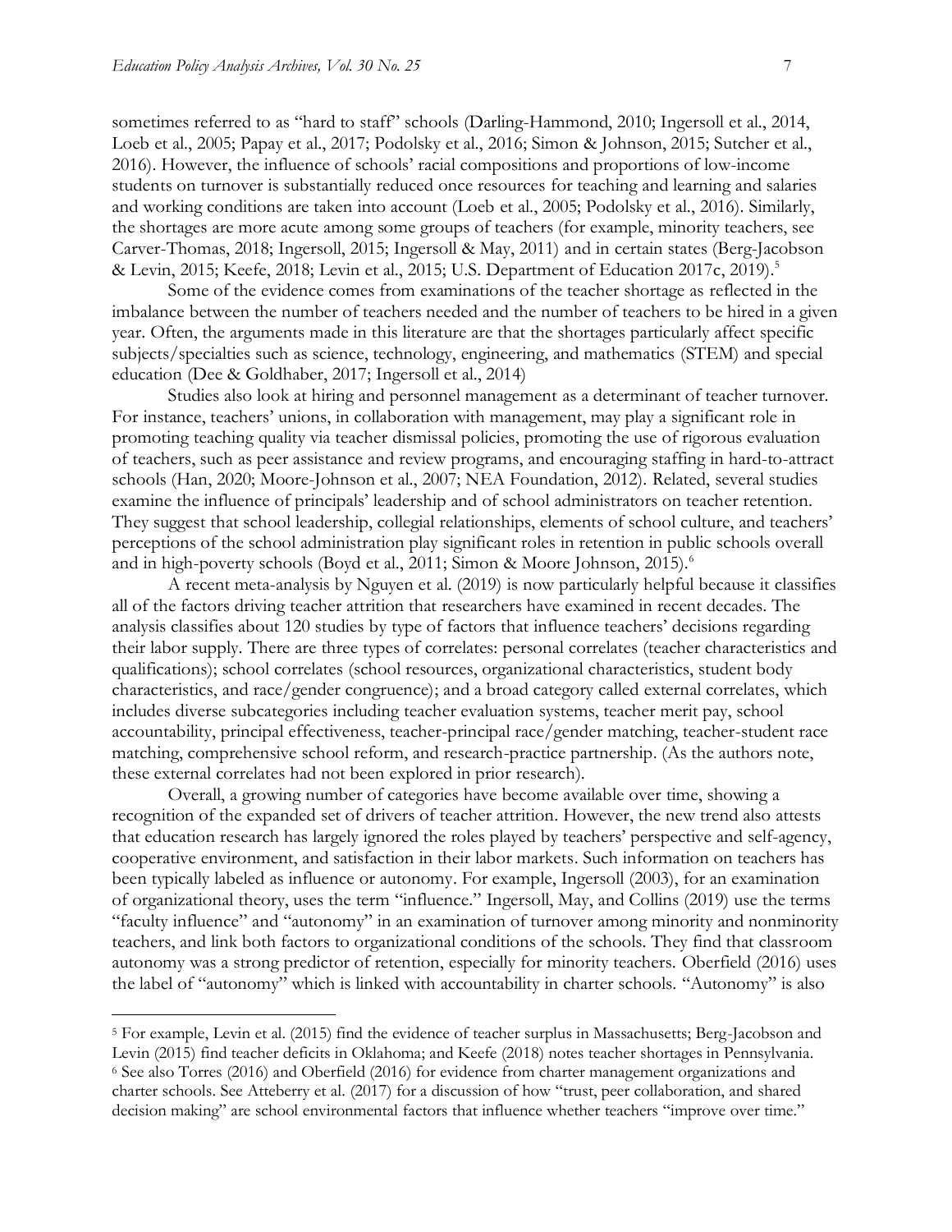sometimes referred to as "hard to staff" schools (Darling-Hammond, 2010; Ingersoll et al., 2014, Loeb et al., 2005; Papay et al., 2017; Podolsky et al., 2016; Simon & Johnson, 2015; Sutcher et al., 2016). However, the influence of schools' racial compositions and proportions of low-income students on turnover is substantially reduced once resources for teaching and learning and salaries and working conditions are taken into account (Loeb et al., 2005; Podolsky et al., 2016). Similarly, the shortages are more acute among some groups of teachers (for example, minority teachers, see Carver-Thomas, 2018; Ingersoll, 2015; Ingersoll & May, 2011) and in certain states (Berg-Jacobson & Levin, 2015; Keefe, 2018; Levin et al., 2015; U.S. Department of Education 2017c, 2019).[5]

Some of the evidence comes from examinations of the teacher shortage as reflected in the imbalance between the number of teachers needed and the number of teachers to be hired in a given year. Often, the arguments made in this literature are that the shortages particularly affect specific subjects/specialties such as science, technology, engineering, and mathematics (STEM) and special education (Dee & Goldhaber, 2017; Ingersoll et al., 2014)

Studies also look at hiring and personnel management as a determinant of teacher turnover. For instance, teachers' unions, in collaboration with management, may play a significant role in promoting teaching quality via teacher dismissal policies, promoting the use of rigorous evaluation of teachers, such as peer assistance and review programs, and encouraging staffing in hard-to-attract schools (Han, 2020; Moore-Johnson et al., 2007; NEA Foundation, 2012). Related, several studies examine the influence of principals' leadership and of school administrators on teacher retention. They suggest that school leadership, collegial relationships, elements of school culture, and teachers' perceptions of the school administration play significant roles in retention in public schools overall and in high-poverty schools (Boyd et al., 2011; Simon & Moore Johnson, 2015).[6]

A recent meta-analysis by Nguyen et al. (2019) is now particularly helpful because it classifies all of the factors driving teacher attrition that researchers have examined in recent decades. The analysis classifies about 120 studies by type of factors that influence teachers' decisions regarding their labor supply. There are three types of correlates: personal correlates (teacher characteristics and qualifications); school correlates (school resources, organizational characteristics, student body characteristics, and race/gender congruence); and a broad category called external correlates, which includes diverse subcategories including teacher evaluation systems, teacher merit pay, school accountability, principal effectiveness, teacher-principal race/gender matching, teacher-student race matching, comprehensive school reform, and research-practice partnership. (As the authors note, these external correlates had not been explored in prior research).

Overall, a growing number of categories have become available over time, showing a recognition of the expanded set of drivers of teacher attrition. However, the new trend also attests that education research has largely ignored the roles played by teachers' perspective and self-agency, cooperative environment, and satisfaction in their labor markets. Such information on teachers has been typically labeled as influence or autonomy. For example, Ingersoll (2003), for an examination of organizational theory, uses the term "influence." Ingersoll, May, and Collins (2019) use the terms "faculty influence" and "autonomy" in an examination of turnover among minority and nonminority teachers, and link both factors to organizational conditions of the schools. They find that classroom autonomy was a strong predictor of retention, especially for minority teachers. Oberfield (2016) uses the label of "autonomy" which is linked with accountability in charter schools. "Autonomy" is also

[5] For example, Levin et al. (2015) find the evidence of teacher surplus in Massachusetts; Berg-Jacobson and Levin (2015) find teacher deficits in Oklahoma; and Keefe (2018) notes teacher shortages in Pennsylvania.

[6] See also Torres (2016) and Oberfield (2016) for evidence from charter management organizations and charter schools. See Atteberry et al. (2017) for a discussion of how "trust, peer collaboration, and shared decision making" are school environmental factors that influence whether teachers "improve over time."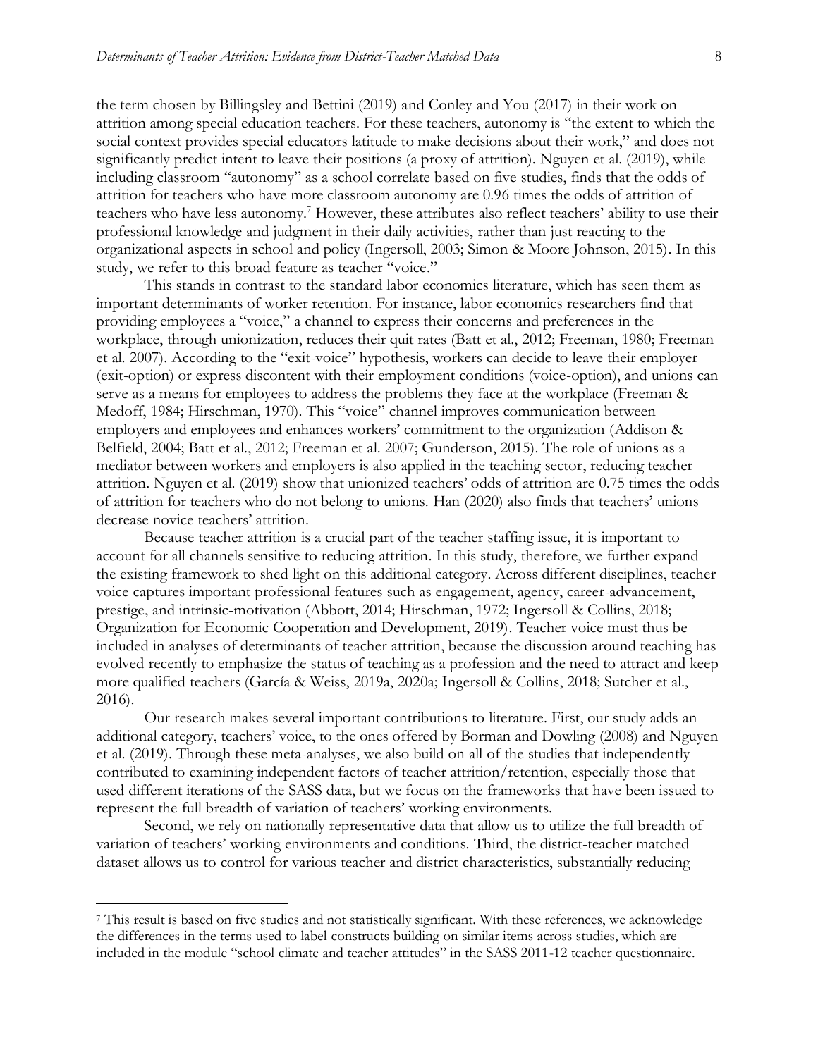the term chosen by Billingsley and Bettini (2019) and Conley and You (2017) in their work on attrition among special education teachers. For these teachers, autonomy is "the extent to which the social context provides special educators latitude to make decisions about their work," and does not significantly predict intent to leave their positions (a proxy of attrition). Nguyen et al. (2019), while including classroom "autonomy" as a school correlate based on five studies, finds that the odds of attrition for teachers who have more classroom autonomy are 0.96 times the odds of attrition of teachers who have less autonomy.[7] However, these attributes also reflect teachers' ability to use their professional knowledge and judgment in their daily activities, rather than just reacting to the organizational aspects in school and policy (Ingersoll, 2003; Simon & Moore Johnson, 2015). In this study, we refer to this broad feature as teacher "voice."

This stands in contrast to the standard labor economics literature, which has seen them as important determinants of worker retention. For instance, labor economics researchers find that providing employees a "voice," a channel to express their concerns and preferences in the workplace, through unionization, reduces their quit rates (Batt et al., 2012; Freeman, 1980; Freeman et al. 2007). According to the "exit-voice" hypothesis, workers can decide to leave their employer (exit-option) or express discontent with their employment conditions (voice-option), and unions can serve as a means for employees to address the problems they face at the workplace (Freeman & Medoff, 1984; Hirschman, 1970). This "voice" channel improves communication between employers and employees and enhances workers' commitment to the organization (Addison & Belfield, 2004; Batt et al., 2012; Freeman et al. 2007; Gunderson, 2015). The role of unions as a mediator between workers and employers is also applied in the teaching sector, reducing teacher attrition. Nguyen et al. (2019) show that unionized teachers' odds of attrition are 0.75 times the odds of attrition for teachers who do not belong to unions. Han (2020) also finds that teachers' unions decrease novice teachers' attrition.

Because teacher attrition is a crucial part of the teacher staffing issue, it is important to account for all channels sensitive to reducing attrition. In this study, therefore, we further expand the existing framework to shed light on this additional category. Across different disciplines, teacher voice captures important professional features such as engagement, agency, career-advancement, prestige, and intrinsic-motivation (Abbott, 2014; Hirschman, 1972; Ingersoll & Collins, 2018; Organization for Economic Cooperation and Development, 2019). Teacher voice must thus be included in analyses of determinants of teacher attrition, because the discussion around teaching has evolved recently to emphasize the status of teaching as a profession and the need to attract and keep more qualified teachers (García & Weiss, 2019a, 2020a; Ingersoll & Collins, 2018; Sutcher et al., 2016).

Our research makes several important contributions to literature. First, our study adds an additional category, teachers' voice, to the ones offered by Borman and Dowling (2008) and Nguyen et al. (2019). Through these meta-analyses, we also build on all of the studies that independently contributed to examining independent factors of teacher attrition/retention, especially those that used different iterations of the SASS data, but we focus on the frameworks that have been issued to represent the full breadth of variation of teachers' working environments.

Second, we rely on nationally representative data that allow us to utilize the full breadth of variation of teachers' working environments and conditions. Third, the district-teacher matched dataset allows us to control for various teacher and district characteristics, substantially reducing

[7] This result is based on five studies and not statistically significant. With these references, we acknowledge the differences in the terms used to label constructs building on similar items across studies, which are included in the module "school climate and teacher attitudes" in the SASS 2011-12 teacher questionnaire.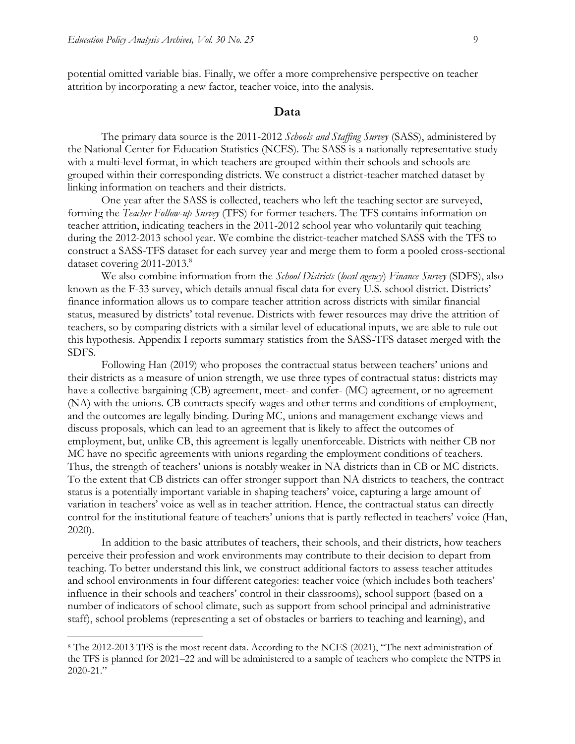potential omitted variable bias. Finally, we offer a more comprehensive perspective on teacher attrition by incorporating a new factor, teacher voice, into the analysis.

## Data

The primary data source is the 2011-2012 *Schools and Staffing Survey* (SASS), administered by the National Center for Education Statistics (NCES). The SASS is a nationally representative study with a multi-level format, in which teachers are grouped within their schools and schools are grouped within their corresponding districts. We construct a district-teacher matched dataset by linking information on teachers and their districts.

One year after the SASS is collected, teachers who left the teaching sector are surveyed, forming the *Teacher Follow-up Survey* (TFS) for former teachers. The TFS contains information on teacher attrition, indicating teachers in the 2011-2012 school year who voluntarily quit teaching during the 2012-2013 school year. We combine the district-teacher matched SASS with the TFS to construct a SASS-TFS dataset for each survey year and merge them to form a pooled cross-sectional dataset covering 2011-2013.[8]

We also combine information from the *School Districts* (*local agency*) *Finance Survey* (SDFS), also known as the F-33 survey, which details annual fiscal data for every U.S. school district. Districts' finance information allows us to compare teacher attrition across districts with similar financial status, measured by districts' total revenue. Districts with fewer resources may drive the attrition of teachers, so by comparing districts with a similar level of educational inputs, we are able to rule out this hypothesis. Appendix I reports summary statistics from the SASS-TFS dataset merged with the SDFS.

Following Han (2019) who proposes the contractual status between teachers' unions and their districts as a measure of union strength, we use three types of contractual status: districts may have a collective bargaining (CB) agreement, meet- and confer- (MC) agreement, or no agreement (NA) with the unions. CB contracts specify wages and other terms and conditions of employment, and the outcomes are legally binding. During MC, unions and management exchange views and discuss proposals, which can lead to an agreement that is likely to affect the outcomes of employment, but, unlike CB, this agreement is legally unenforceable. Districts with neither CB nor MC have no specific agreements with unions regarding the employment conditions of teachers. Thus, the strength of teachers' unions is notably weaker in NA districts than in CB or MC districts. To the extent that CB districts can offer stronger support than NA districts to teachers, the contract status is a potentially important variable in shaping teachers' voice, capturing a large amount of variation in teachers' voice as well as in teacher attrition. Hence, the contractual status can directly control for the institutional feature of teachers' unions that is partly reflected in teachers' voice (Han, 2020).

In addition to the basic attributes of teachers, their schools, and their districts, how teachers perceive their profession and work environments may contribute to their decision to depart from teaching. To better understand this link, we construct additional factors to assess teacher attitudes and school environments in four different categories: teacher voice (which includes both teachers' influence in their schools and teachers' control in their classrooms), school support (based on a number of indicators of school climate, such as support from school principal and administrative staff), school problems (representing a set of obstacles or barriers to teaching and learning), and

---

[8] The 2012-2013 TFS is the most recent data. According to the NCES (2021), "The next administration of the TFS is planned for 2021–22 and will be administered to a sample of teachers who complete the NTPS in 2020-21."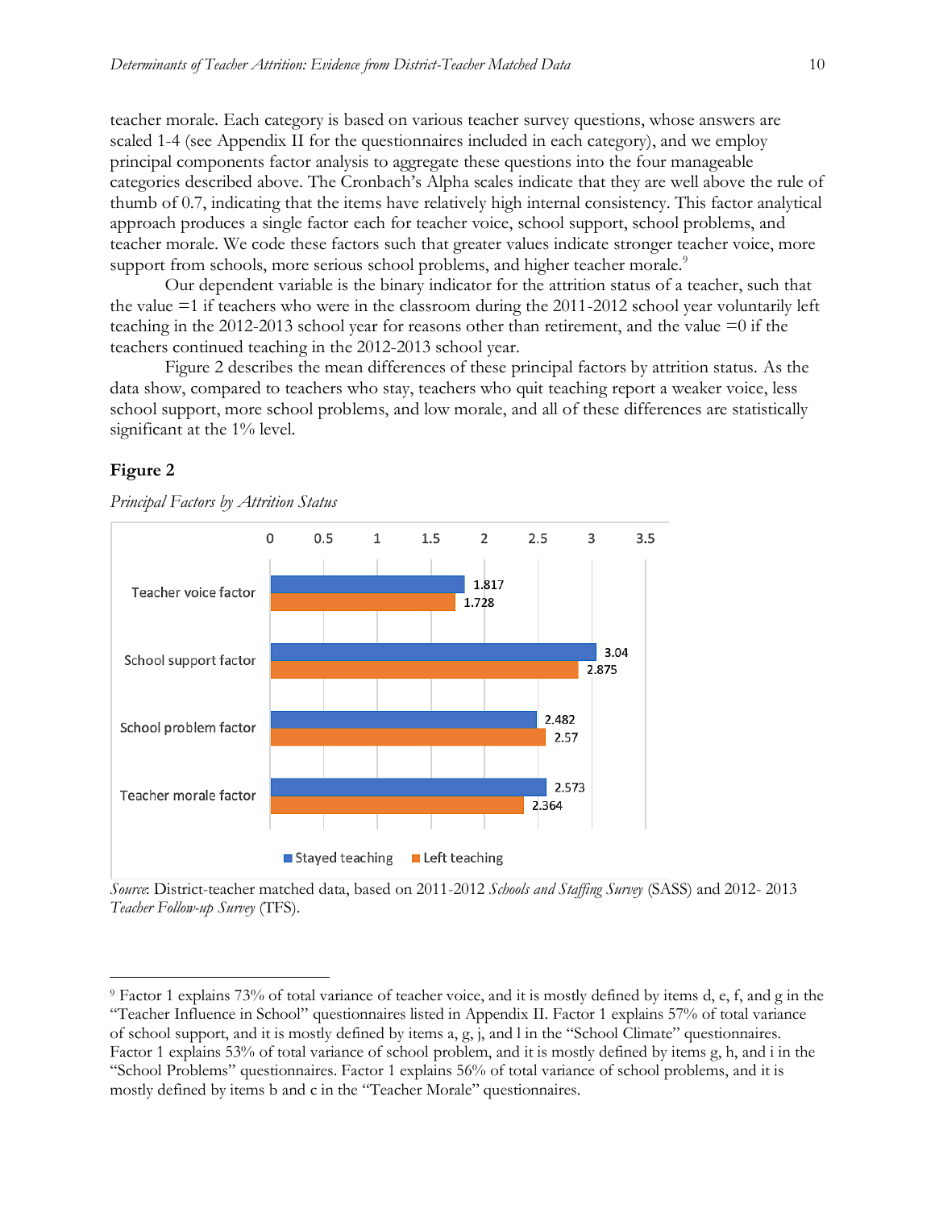teacher morale. Each category is based on various teacher survey questions, whose answers are scaled 1-4 (see Appendix II for the questionnaires included in each category), and we employ principal components factor analysis to aggregate these questions into the four manageable categories described above. The Cronbach's Alpha scales indicate that they are well above the rule of thumb of 0.7, indicating that the items have relatively high internal consistency. This factor analytical approach produces a single factor each for teacher voice, school support, school problems, and teacher morale. We code these factors such that greater values indicate stronger teacher voice, more support from schools, more serious school problems, and higher teacher morale.[9]

Our dependent variable is the binary indicator for the attrition status of a teacher, such that the value =1 if teachers who were in the classroom during the 2011-2012 school year voluntarily left teaching in the 2012-2013 school year for reasons other than retirement, and the value =0 if the teachers continued teaching in the 2012-2013 school year.

Figure 2 describes the mean differences of these principal factors by attrition status. As the data show, compared to teachers who stay, teachers who quit teaching report a weaker voice, less school support, more school problems, and low morale, and all of these differences are statistically significant at the 1% level.

**Figure 2**

*Principal Factors by Attrition Status*

| | Stayed teaching | Left teaching |
|---|---|---|
| Teacher voice factor | 1.817 | 1.728 |
| School support factor | 3.04 | 2.875 |
| School problem factor | 2.482 | 2.57 |
| Teacher morale factor | 2.573 | 2.364 |

*Source*: District-teacher matched data, based on 2011-2012 *Schools and Staffing Survey* (SASS) and 2012- 2013 *Teacher Follow-up Survey* (TFS).

[9] Factor 1 explains 73% of total variance of teacher voice, and it is mostly defined by items d, e, f, and g in the "Teacher Influence in School" questionnaires listed in Appendix II. Factor 1 explains 57% of total variance of school support, and it is mostly defined by items a, g, j, and l in the "School Climate" questionnaires. Factor 1 explains 53% of total variance of school problem, and it is mostly defined by items g, h, and i in the "School Problems" questionnaires. Factor 1 explains 56% of total variance of school problems, and it is mostly defined by items b and c in the "Teacher Morale" questionnaires.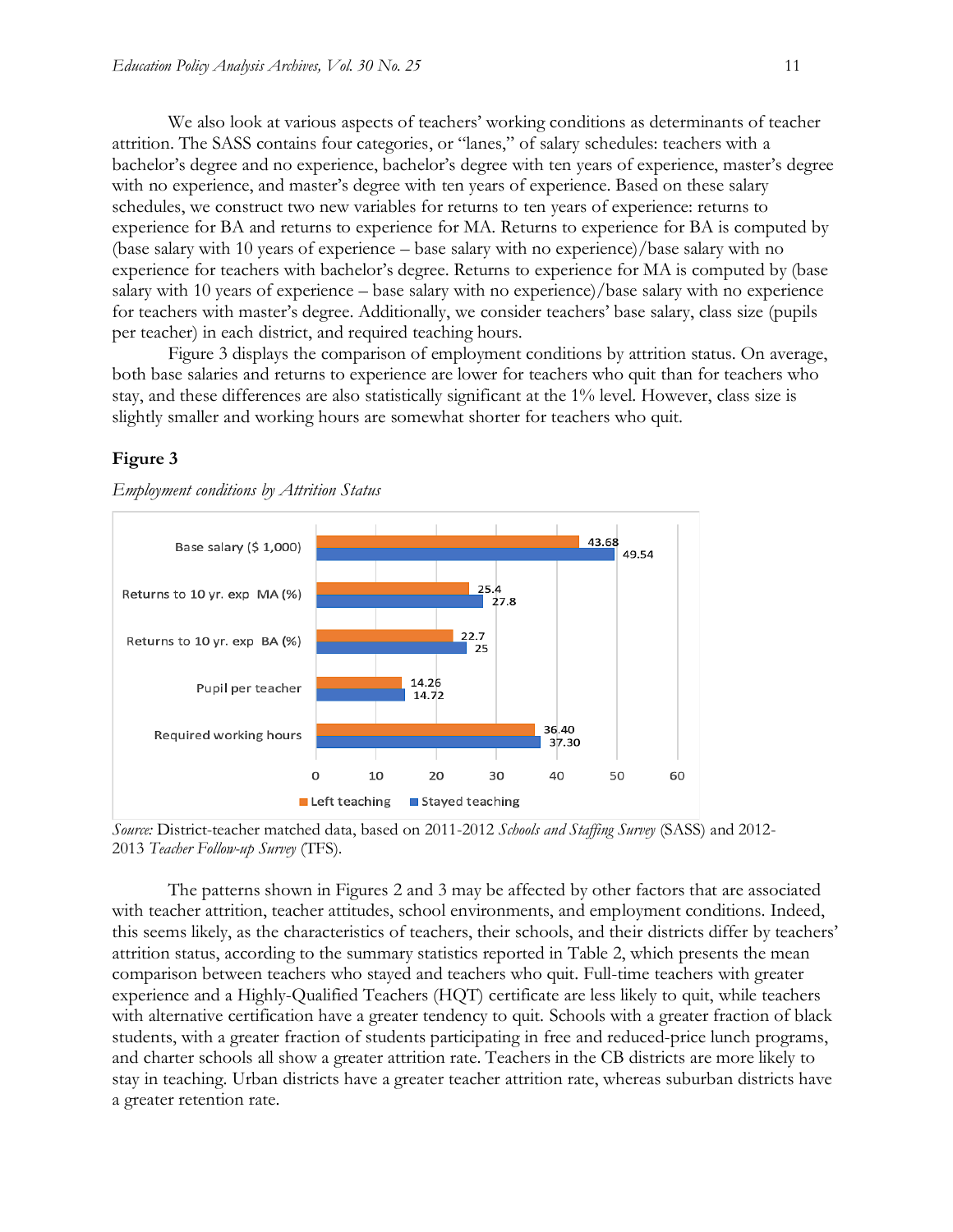We also look at various aspects of teachers' working conditions as determinants of teacher attrition. The SASS contains four categories, or "lanes," of salary schedules: teachers with a bachelor's degree and no experience, bachelor's degree with ten years of experience, master's degree with no experience, and master's degree with ten years of experience. Based on these salary schedules, we construct two new variables for returns to ten years of experience: returns to experience for BA and returns to experience for MA. Returns to experience for BA is computed by (base salary with 10 years of experience – base salary with no experience)/base salary with no experience for teachers with bachelor's degree. Returns to experience for MA is computed by (base salary with 10 years of experience – base salary with no experience)/base salary with no experience for teachers with master's degree. Additionally, we consider teachers' base salary, class size (pupils per teacher) in each district, and required teaching hours.

Figure 3 displays the comparison of employment conditions by attrition status. On average, both base salaries and returns to experience are lower for teachers who quit than for teachers who stay, and these differences are also statistically significant at the 1% level. However, class size is slightly smaller and working hours are somewhat shorter for teachers who quit.

### Figure 3

*Employment conditions by Attrition Status*

| | Left teaching | Stayed teaching |
|---|---|---|
| Base salary ($ 1,000) | 43.68 | 49.54 |
| Returns to 10 yr. exp MA (%) | 25.4 | 27.8 |
| Returns to 10 yr. exp BA (%) | 22.7 | 25 |
| Pupil per teacher | 14.26 | 14.72 |
| Required working hours | 36.40 | 37.30 |

*Source:* District-teacher matched data, based on 2011-2012 *Schools and Staffing Survey* (SASS) and 2012-2013 *Teacher Follow-up Survey* (TFS).

The patterns shown in Figures 2 and 3 may be affected by other factors that are associated with teacher attrition, teacher attitudes, school environments, and employment conditions. Indeed, this seems likely, as the characteristics of teachers, their schools, and their districts differ by teachers' attrition status, according to the summary statistics reported in Table 2, which presents the mean comparison between teachers who stayed and teachers who quit. Full-time teachers with greater experience and a Highly-Qualified Teachers (HQT) certificate are less likely to quit, while teachers with alternative certification have a greater tendency to quit. Schools with a greater fraction of black students, with a greater fraction of students participating in free and reduced-price lunch programs, and charter schools all show a greater attrition rate. Teachers in the CB districts are more likely to stay in teaching. Urban districts have a greater teacher attrition rate, whereas suburban districts have a greater retention rate.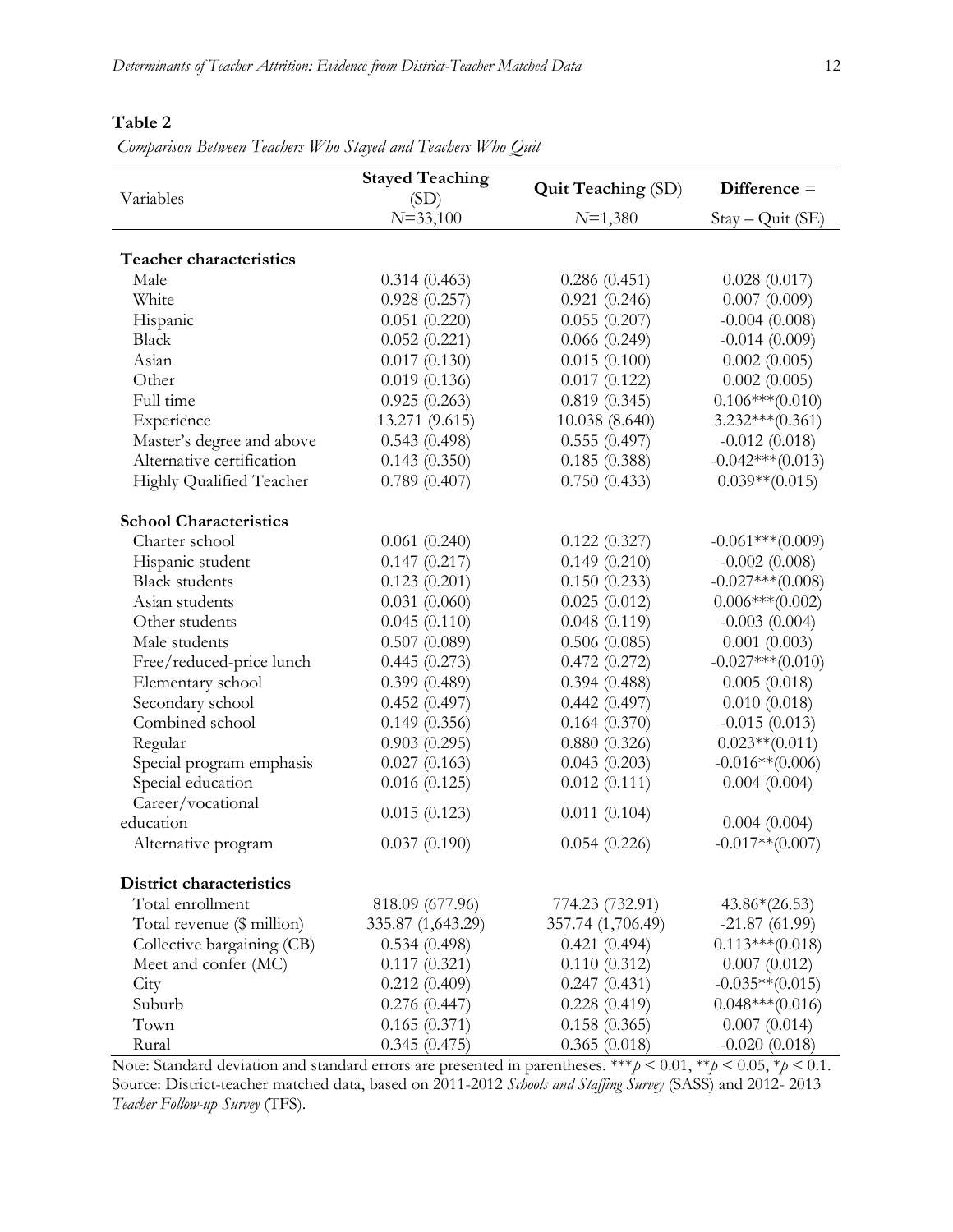**Table 2**

*Comparison Between Teachers Who Stayed and Teachers Who Quit*

| Variables | Stayed Teaching (SD) $N$=33,100 | Quit Teaching (SD) $N$=1,380 | Difference = Stay – Quit (SE) |
|---|---|---|---|
| **Teacher characteristics** | | | |
| Male | 0.314 (0.463) | 0.286 (0.451) | 0.028 (0.017) |
| White | 0.928 (0.257) | 0.921 (0.246) | 0.007 (0.009) |
| Hispanic | 0.051 (0.220) | 0.055 (0.207) | -0.004 (0.008) |
| Black | 0.052 (0.221) | 0.066 (0.249) | -0.014 (0.009) |
| Asian | 0.017 (0.130) | 0.015 (0.100) | 0.002 (0.005) |
| Other | 0.019 (0.136) | 0.017 (0.122) | 0.002 (0.005) |
| Full time | 0.925 (0.263) | 0.819 (0.345) | 0.106***(0.010) |
| Experience | 13.271 (9.615) | 10.038 (8.640) | 3.232***(0.361) |
| Master's degree and above | 0.543 (0.498) | 0.555 (0.497) | -0.012 (0.018) |
| Alternative certification | 0.143 (0.350) | 0.185 (0.388) | -0.042***(0.013) |
| Highly Qualified Teacher | 0.789 (0.407) | 0.750 (0.433) | 0.039**(0.015) |
| **School Characteristics** | | | |
| Charter school | 0.061 (0.240) | 0.122 (0.327) | -0.061***(0.009) |
| Hispanic student | 0.147 (0.217) | 0.149 (0.210) | -0.002 (0.008) |
| Black students | 0.123 (0.201) | 0.150 (0.233) | -0.027***(0.008) |
| Asian students | 0.031 (0.060) | 0.025 (0.012) | 0.006***(0.002) |
| Other students | 0.045 (0.110) | 0.048 (0.119) | -0.003 (0.004) |
| Male students | 0.507 (0.089) | 0.506 (0.085) | 0.001 (0.003) |
| Free/reduced-price lunch | 0.445 (0.273) | 0.472 (0.272) | -0.027***(0.010) |
| Elementary school | 0.399 (0.489) | 0.394 (0.488) | 0.005 (0.018) |
| Secondary school | 0.452 (0.497) | 0.442 (0.497) | 0.010 (0.018) |
| Combined school | 0.149 (0.356) | 0.164 (0.370) | -0.015 (0.013) |
| Regular | 0.903 (0.295) | 0.880 (0.326) | 0.023**(0.011) |
| Special program emphasis | 0.027 (0.163) | 0.043 (0.203) | -0.016**(0.006) |
| Special education | 0.016 (0.125) | 0.012 (0.111) | 0.004 (0.004) |
| Career/vocational education | 0.015 (0.123) | 0.011 (0.104) | 0.004 (0.004) |
| Alternative program | 0.037 (0.190) | 0.054 (0.226) | -0.017**(0.007) |
| **District characteristics** | | | |
| Total enrollment | 818.09 (677.96) | 774.23 (732.91) | 43.86*(26.53) |
| Total revenue ($ million) | 335.87 (1,643.29) | 357.74 (1,706.49) | -21.87 (61.99) |
| Collective bargaining (CB) | 0.534 (0.498) | 0.421 (0.494) | 0.113***(0.018) |
| Meet and confer (MC) | 0.117 (0.321) | 0.110 (0.312) | 0.007 (0.012) |
| City | 0.212 (0.409) | 0.247 (0.431) | -0.035**(0.015) |
| Suburb | 0.276 (0.447) | 0.228 (0.419) | 0.048***(0.016) |
| Town | 0.165 (0.371) | 0.158 (0.365) | 0.007 (0.014) |
| Rural | 0.345 (0.475) | 0.365 (0.018) | -0.020 (0.018) |

Note: Standard deviation and standard errors are presented in parentheses. ***$p < 0.01$, **$p < 0.05$, *$p < 0.1$.
Source: District-teacher matched data, based on 2011-2012 *Schools and Staffing Survey* (SASS) and 2012- 2013 *Teacher Follow-up Survey* (TFS).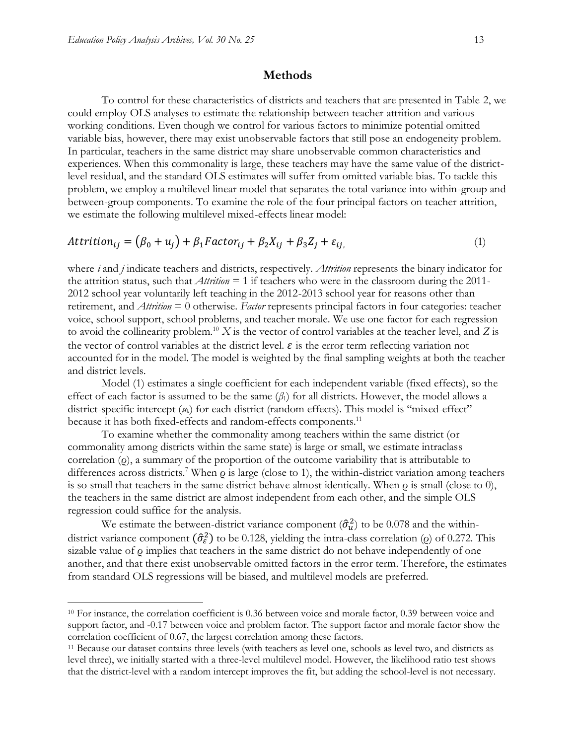## Methods

To control for these characteristics of districts and teachers that are presented in Table 2, we could employ OLS analyses to estimate the relationship between teacher attrition and various working conditions. Even though we control for various factors to minimize potential omitted variable bias, however, there may exist unobservable factors that still pose an endogeneity problem. In particular, teachers in the same district may share unobservable common characteristics and experiences. When this commonality is large, these teachers may have the same value of the district-level residual, and the standard OLS estimates will suffer from omitted variable bias. To tackle this problem, we employ a multilevel linear model that separates the total variance into within-group and between-group components. To examine the role of the four principal factors on teacher attrition, we estimate the following multilevel mixed-effects linear model:

$$Attrition_{ij} = (\beta_0 + u_j) + \beta_1 Factor_{ij} + \beta_2 X_{ij} + \beta_3 Z_j + \varepsilon_{ij,} \quad (1)$$

where *i* and *j* indicate teachers and districts, respectively. *Attrition* represents the binary indicator for the attrition status, such that *Attrition* = 1 if teachers who were in the classroom during the 2011-2012 school year voluntarily left teaching in the 2012-2013 school year for reasons other than retirement, and *Attrition* = 0 otherwise. *Factor* represents principal factors in four categories: teacher voice, school support, school problems, and teacher morale. We use one factor for each regression to avoid the collinearity problem.[10] $X$ is the vector of control variables at the teacher level, and $Z$ is the vector of control variables at the district level. $\varepsilon$ is the error term reflecting variation not accounted for in the model. The model is weighted by the final sampling weights at both the teacher and district levels.

Model (1) estimates a single coefficient for each independent variable (fixed effects), so the effect of each factor is assumed to be the same ($\beta_1$) for all districts. However, the model allows a district-specific intercept ($u_k$) for each district (random effects). This model is "mixed-effect" because it has both fixed-effects and random-effects components.[11]

To examine whether the commonality among teachers within the same district (or commonality among districts within the same state) is large or small, we estimate intraclass correlation ($\varrho$), a summary of the proportion of the outcome variability that is attributable to differences across districts.[7] When $\varrho$ is large (close to 1), the within-district variation among teachers is so small that teachers in the same district behave almost identically. When $\varrho$ is small (close to 0), the teachers in the same district are almost independent from each other, and the simple OLS regression could suffice for the analysis.

We estimate the between-district variance component ($\hat{\sigma}_u^2$) to be 0.078 and the within-district variance component ($\hat{\sigma}_\varepsilon^2$) to be 0.128, yielding the intra-class correlation ($\varrho$) of 0.272. This sizable value of $\varrho$ implies that teachers in the same district do not behave independently of one another, and that there exist unobservable omitted factors in the error term. Therefore, the estimates from standard OLS regressions will be biased, and multilevel models are preferred.

---

[10] For instance, the correlation coefficient is 0.36 between voice and morale factor, 0.39 between voice and support factor, and -0.17 between voice and problem factor. The support factor and morale factor show the correlation coefficient of 0.67, the largest correlation among these factors.

[11] Because our dataset contains three levels (with teachers as level one, schools as level two, and districts as level three), we initially started with a three-level multilevel model. However, the likelihood ratio test shows that the district-level with a random intercept improves the fit, but adding the school-level is not necessary.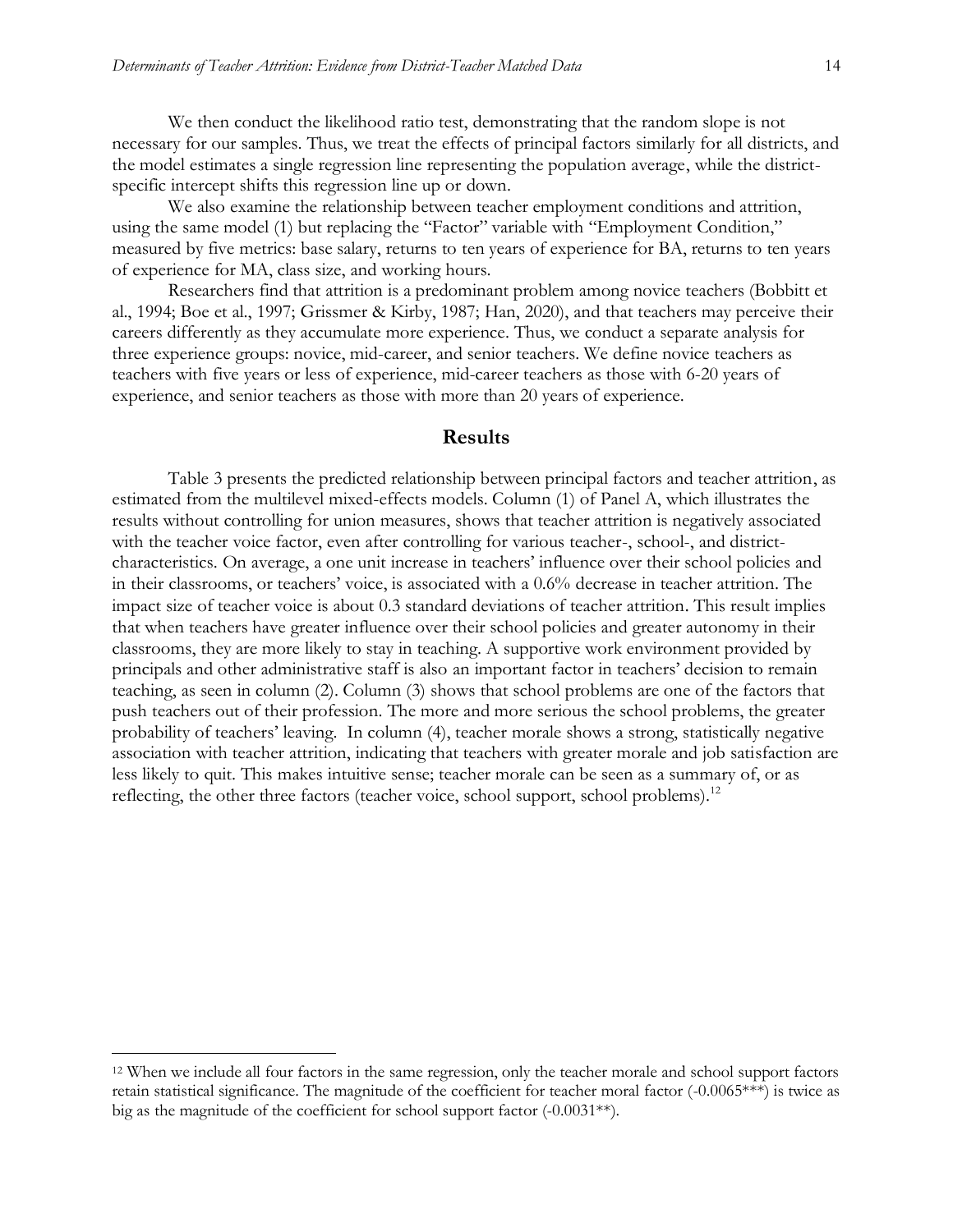We then conduct the likelihood ratio test, demonstrating that the random slope is not necessary for our samples. Thus, we treat the effects of principal factors similarly for all districts, and the model estimates a single regression line representing the population average, while the district-specific intercept shifts this regression line up or down.

We also examine the relationship between teacher employment conditions and attrition, using the same model (1) but replacing the "Factor" variable with "Employment Condition," measured by five metrics: base salary, returns to ten years of experience for BA, returns to ten years of experience for MA, class size, and working hours.

Researchers find that attrition is a predominant problem among novice teachers (Bobbitt et al., 1994; Boe et al., 1997; Grissmer & Kirby, 1987; Han, 2020), and that teachers may perceive their careers differently as they accumulate more experience. Thus, we conduct a separate analysis for three experience groups: novice, mid-career, and senior teachers. We define novice teachers as teachers with five years or less of experience, mid-career teachers as those with 6-20 years of experience, and senior teachers as those with more than 20 years of experience.

## Results

Table 3 presents the predicted relationship between principal factors and teacher attrition, as estimated from the multilevel mixed-effects models. Column (1) of Panel A, which illustrates the results without controlling for union measures, shows that teacher attrition is negatively associated with the teacher voice factor, even after controlling for various teacher-, school-, and district-characteristics. On average, a one unit increase in teachers' influence over their school policies and in their classrooms, or teachers' voice, is associated with a 0.6% decrease in teacher attrition. The impact size of teacher voice is about 0.3 standard deviations of teacher attrition. This result implies that when teachers have greater influence over their school policies and greater autonomy in their classrooms, they are more likely to stay in teaching. A supportive work environment provided by principals and other administrative staff is also an important factor in teachers' decision to remain teaching, as seen in column (2). Column (3) shows that school problems are one of the factors that push teachers out of their profession. The more and more serious the school problems, the greater probability of teachers' leaving. In column (4), teacher morale shows a strong, statistically negative association with teacher attrition, indicating that teachers with greater morale and job satisfaction are less likely to quit. This makes intuitive sense; teacher morale can be seen as a summary of, or as reflecting, the other three factors (teacher voice, school support, school problems).[12]

[12] When we include all four factors in the same regression, only the teacher morale and school support factors retain statistical significance. The magnitude of the coefficient for teacher moral factor (-0.0065***) is twice as big as the magnitude of the coefficient for school support factor (-0.0031**).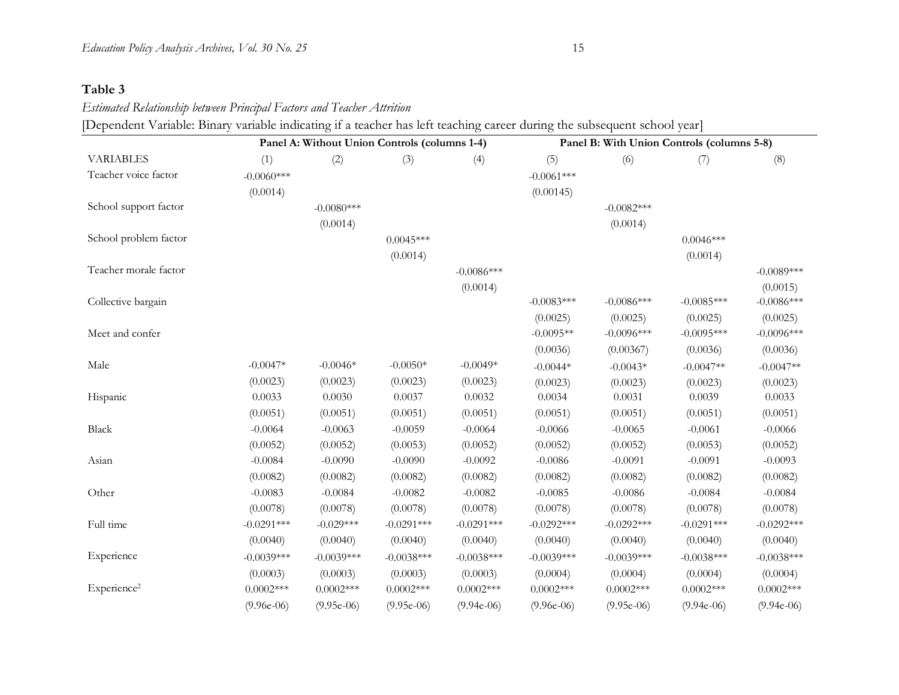**Table 3**

*Estimated Relationship between Principal Factors and Teacher Attrition*

[Dependent Variable: Binary variable indicating if a teacher has left teaching career during the subsequent school year]

| | Panel A: Without Union Controls (columns 1-4) | | | | Panel B: With Union Controls (columns 5-8) | | | |
|---|---|---|---|---|---|---|---|---|
| VARIABLES | (1) | (2) | (3) | (4) | (5) | (6) | (7) | (8) |
| Teacher voice factor | -0.0060*** | | | | -0.0061*** | | | |
| | (0.0014) | | | | (0.00145) | | | |
| School support factor | | -0.0080*** | | | | -0.0082*** | | |
| | | (0.0014) | | | | (0.0014) | | |
| School problem factor | | | 0.0045*** | | | | 0.0046*** | |
| | | | (0.0014) | | | | (0.0014) | |
| Teacher morale factor | | | | -0.0086*** | | | | -0.0089*** |
| | | | | (0.0014) | | | | (0.0015) |
| Collective bargain | | | | | -0.0083*** | -0.0086*** | -0.0085*** | -0.0086*** |
| | | | | | (0.0025) | (0.0025) | (0.0025) | (0.0025) |
| Meet and confer | | | | | -0.0095** | -0.0096*** | -0.0095*** | -0.0096*** |
| | | | | | (0.0036) | (0.00367) | (0.0036) | (0.0036) |
| Male | -0.0047* | -0.0046* | -0.0050* | -0.0049* | -0.0044* | -0.0043* | -0.0047** | -0.0047** |
| | (0.0023) | (0.0023) | (0.0023) | (0.0023) | (0.0023) | (0.0023) | (0.0023) | (0.0023) |
| Hispanic | 0.0033 | 0.0030 | 0.0037 | 0.0032 | 0.0034 | 0.0031 | 0.0039 | 0.0033 |
| | (0.0051) | (0.0051) | (0.0051) | (0.0051) | (0.0051) | (0.0051) | (0.0051) | (0.0051) |
| Black | -0.0064 | -0.0063 | -0.0059 | -0.0064 | -0.0066 | -0.0065 | -0.0061 | -0.0066 |
| | (0.0052) | (0.0052) | (0.0053) | (0.0052) | (0.0052) | (0.0052) | (0.0053) | (0.0052) |
| Asian | -0.0084 | -0.0090 | -0.0090 | -0.0092 | -0.0086 | -0.0091 | -0.0091 | -0.0093 |
| | (0.0082) | (0.0082) | (0.0082) | (0.0082) | (0.0082) | (0.0082) | (0.0082) | (0.0082) |
| Other | -0.0083 | -0.0084 | -0.0082 | -0.0082 | -0.0085 | -0.0086 | -0.0084 | -0.0084 |
| | (0.0078) | (0.0078) | (0.0078) | (0.0078) | (0.0078) | (0.0078) | (0.0078) | (0.0078) |
| Full time | -0.0291*** | -0.029*** | -0.0291*** | -0.0291*** | -0.0292*** | -0.0292*** | -0.0291*** | -0.0292*** |
| | (0.0040) | (0.0040) | (0.0040) | (0.0040) | (0.0040) | (0.0040) | (0.0040) | (0.0040) |
| Experience | -0.0039*** | -0.0039*** | -0.0038*** | -0.0038*** | -0.0039*** | -0.0039*** | -0.0038*** | -0.0038*** |
| | (0.0003) | (0.0003) | (0.0003) | (0.0003) | (0.0004) | (0.0004) | (0.0004) | (0.0004) |
| Experience$^2$ | 0.0002*** | 0.0002*** | 0.0002*** | 0.0002*** | 0.0002*** | 0.0002*** | 0.0002*** | 0.0002*** |
| | (9.96e-06) | (9.95e-06) | (9.95e-06) | (9.94e-06) | (9.96e-06) | (9.95e-06) | (9.94e-06) | (9.94e-06) |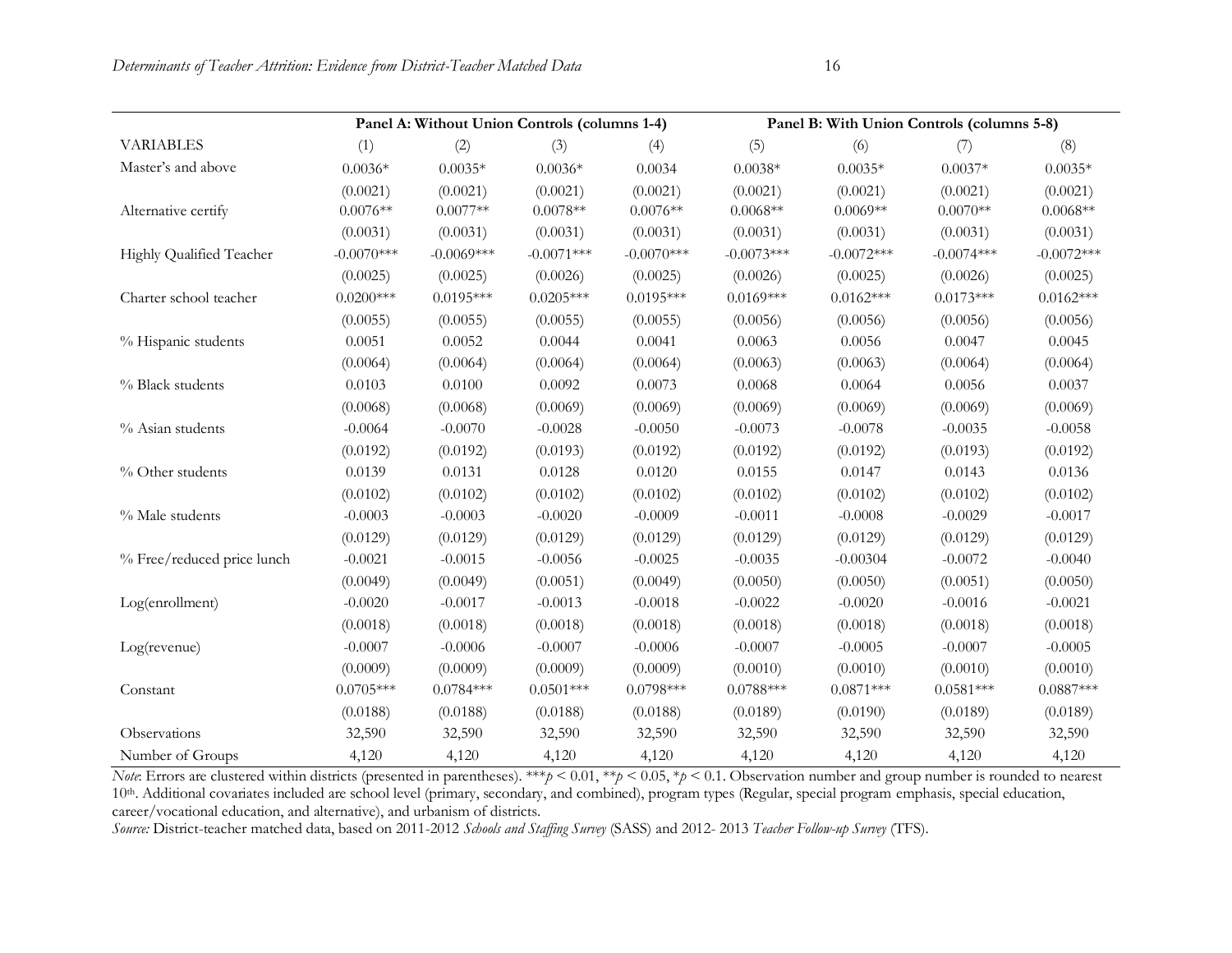| | Panel A: Without Union Controls (columns 1-4) | | | | Panel B: With Union Controls (columns 5-8) | | | |
|---|---|---|---|---|---|---|---|---|
| VARIABLES | (1) | (2) | (3) | (4) | (5) | (6) | (7) | (8) |
| Master's and above | 0.0036* | 0.0035* | 0.0036* | 0.0034 | 0.0038* | 0.0035* | 0.0037* | 0.0035* |
| | (0.0021) | (0.0021) | (0.0021) | (0.0021) | (0.0021) | (0.0021) | (0.0021) | (0.0021) |
| Alternative certify | 0.0076** | 0.0077** | 0.0078** | 0.0076** | 0.0068** | 0.0069** | 0.0070** | 0.0068** |
| | (0.0031) | (0.0031) | (0.0031) | (0.0031) | (0.0031) | (0.0031) | (0.0031) | (0.0031) |
| Highly Qualified Teacher | -0.0070*** | -0.0069*** | -0.0071*** | -0.0070*** | -0.0073*** | -0.0072*** | -0.0074*** | -0.0072*** |
| | (0.0025) | (0.0025) | (0.0026) | (0.0025) | (0.0026) | (0.0025) | (0.0026) | (0.0025) |
| Charter school teacher | 0.0200*** | 0.0195*** | 0.0205*** | 0.0195*** | 0.0169*** | 0.0162*** | 0.0173*** | 0.0162*** |
| | (0.0055) | (0.0055) | (0.0055) | (0.0055) | (0.0056) | (0.0056) | (0.0056) | (0.0056) |
| % Hispanic students | 0.0051 | 0.0052 | 0.0044 | 0.0041 | 0.0063 | 0.0056 | 0.0047 | 0.0045 |
| | (0.0064) | (0.0064) | (0.0064) | (0.0064) | (0.0063) | (0.0063) | (0.0064) | (0.0064) |
| % Black students | 0.0103 | 0.0100 | 0.0092 | 0.0073 | 0.0068 | 0.0064 | 0.0056 | 0.0037 |
| | (0.0068) | (0.0068) | (0.0069) | (0.0069) | (0.0069) | (0.0069) | (0.0069) | (0.0069) |
| % Asian students | -0.0064 | -0.0070 | -0.0028 | -0.0050 | -0.0073 | -0.0078 | -0.0035 | -0.0058 |
| | (0.0192) | (0.0192) | (0.0193) | (0.0192) | (0.0192) | (0.0192) | (0.0193) | (0.0192) |
| % Other students | 0.0139 | 0.0131 | 0.0128 | 0.0120 | 0.0155 | 0.0147 | 0.0143 | 0.0136 |
| | (0.0102) | (0.0102) | (0.0102) | (0.0102) | (0.0102) | (0.0102) | (0.0102) | (0.0102) |
| % Male students | -0.0003 | -0.0003 | -0.0020 | -0.0009 | -0.0011 | -0.0008 | -0.0029 | -0.0017 |
| | (0.0129) | (0.0129) | (0.0129) | (0.0129) | (0.0129) | (0.0129) | (0.0129) | (0.0129) |
| % Free/reduced price lunch | -0.0021 | -0.0015 | -0.0056 | -0.0025 | -0.0035 | -0.00304 | -0.0072 | -0.0040 |
| | (0.0049) | (0.0049) | (0.0051) | (0.0049) | (0.0050) | (0.0050) | (0.0051) | (0.0050) |
| Log(enrollment) | -0.0020 | -0.0017 | -0.0013 | -0.0018 | -0.0022 | -0.0020 | -0.0016 | -0.0021 |
| | (0.0018) | (0.0018) | (0.0018) | (0.0018) | (0.0018) | (0.0018) | (0.0018) | (0.0018) |
| Log(revenue) | -0.0007 | -0.0006 | -0.0007 | -0.0006 | -0.0007 | -0.0005 | -0.0007 | -0.0005 |
| | (0.0009) | (0.0009) | (0.0009) | (0.0009) | (0.0010) | (0.0010) | (0.0010) | (0.0010) |
| Constant | 0.0705*** | 0.0784*** | 0.0501*** | 0.0798*** | 0.0788*** | 0.0871*** | 0.0581*** | 0.0887*** |
| | (0.0188) | (0.0188) | (0.0188) | (0.0188) | (0.0189) | (0.0190) | (0.0189) | (0.0189) |
| Observations | 32,590 | 32,590 | 32,590 | 32,590 | 32,590 | 32,590 | 32,590 | 32,590 |
| Number of Groups | 4,120 | 4,120 | 4,120 | 4,120 | 4,120 | 4,120 | 4,120 | 4,120 |

*Note*: Errors are clustered within districts (presented in parentheses). \*\*\*$p < 0.01$, \*\*$p < 0.05$, \*$p < 0.1$. Observation number and group number is rounded to nearest 10th. Additional covariates included are school level (primary, secondary, and combined), program types (Regular, special program emphasis, special education, career/vocational education, and alternative), and urbanism of districts.

*Source:* District-teacher matched data, based on 2011-2012 *Schools and Staffing Survey* (SASS) and 2012- 2013 *Teacher Follow-up Survey* (TFS).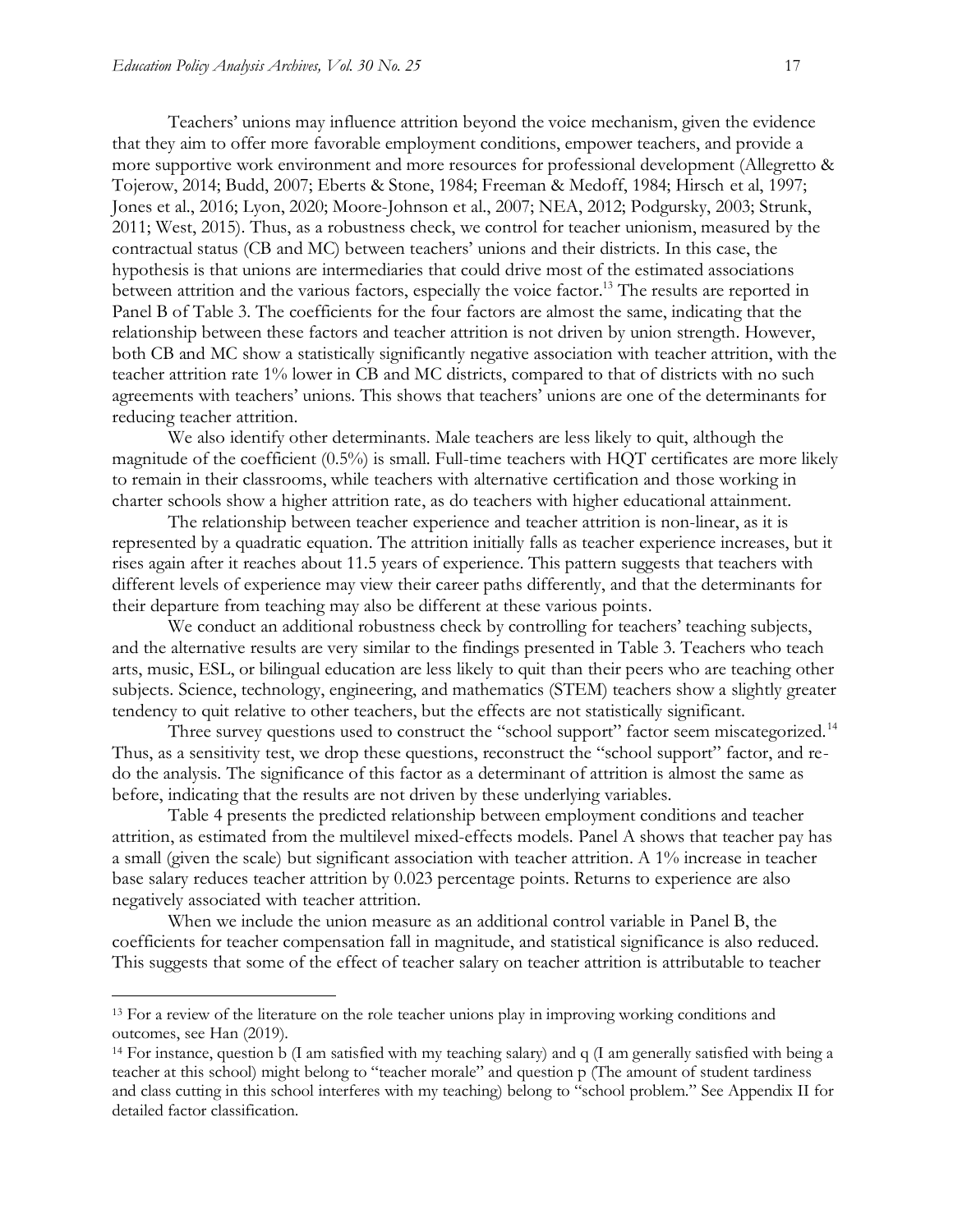Teachers' unions may influence attrition beyond the voice mechanism, given the evidence that they aim to offer more favorable employment conditions, empower teachers, and provide a more supportive work environment and more resources for professional development (Allegretto & Tojerow, 2014; Budd, 2007; Eberts & Stone, 1984; Freeman & Medoff, 1984; Hirsch et al, 1997; Jones et al., 2016; Lyon, 2020; Moore-Johnson et al., 2007; NEA, 2012; Podgursky, 2003; Strunk, 2011; West, 2015). Thus, as a robustness check, we control for teacher unionism, measured by the contractual status (CB and MC) between teachers' unions and their districts. In this case, the hypothesis is that unions are intermediaries that could drive most of the estimated associations between attrition and the various factors, especially the voice factor.[13] The results are reported in Panel B of Table 3. The coefficients for the four factors are almost the same, indicating that the relationship between these factors and teacher attrition is not driven by union strength. However, both CB and MC show a statistically significantly negative association with teacher attrition, with the teacher attrition rate 1% lower in CB and MC districts, compared to that of districts with no such agreements with teachers' unions. This shows that teachers' unions are one of the determinants for reducing teacher attrition.

We also identify other determinants. Male teachers are less likely to quit, although the magnitude of the coefficient (0.5%) is small. Full-time teachers with HQT certificates are more likely to remain in their classrooms, while teachers with alternative certification and those working in charter schools show a higher attrition rate, as do teachers with higher educational attainment.

The relationship between teacher experience and teacher attrition is non-linear, as it is represented by a quadratic equation. The attrition initially falls as teacher experience increases, but it rises again after it reaches about 11.5 years of experience. This pattern suggests that teachers with different levels of experience may view their career paths differently, and that the determinants for their departure from teaching may also be different at these various points.

We conduct an additional robustness check by controlling for teachers' teaching subjects, and the alternative results are very similar to the findings presented in Table 3. Teachers who teach arts, music, ESL, or bilingual education are less likely to quit than their peers who are teaching other subjects. Science, technology, engineering, and mathematics (STEM) teachers show a slightly greater tendency to quit relative to other teachers, but the effects are not statistically significant.

Three survey questions used to construct the "school support" factor seem miscategorized.[14] Thus, as a sensitivity test, we drop these questions, reconstruct the "school support" factor, and re-do the analysis. The significance of this factor as a determinant of attrition is almost the same as before, indicating that the results are not driven by these underlying variables.

Table 4 presents the predicted relationship between employment conditions and teacher attrition, as estimated from the multilevel mixed-effects models. Panel A shows that teacher pay has a small (given the scale) but significant association with teacher attrition. A 1% increase in teacher base salary reduces teacher attrition by 0.023 percentage points. Returns to experience are also negatively associated with teacher attrition.

When we include the union measure as an additional control variable in Panel B, the coefficients for teacher compensation fall in magnitude, and statistical significance is also reduced. This suggests that some of the effect of teacher salary on teacher attrition is attributable to teacher

---

[13] For a review of the literature on the role teacher unions play in improving working conditions and outcomes, see Han (2019).

[14] For instance, question b (I am satisfied with my teaching salary) and q (I am generally satisfied with being a teacher at this school) might belong to "teacher morale" and question p (The amount of student tardiness and class cutting in this school interferes with my teaching) belong to "school problem." See Appendix II for detailed factor classification.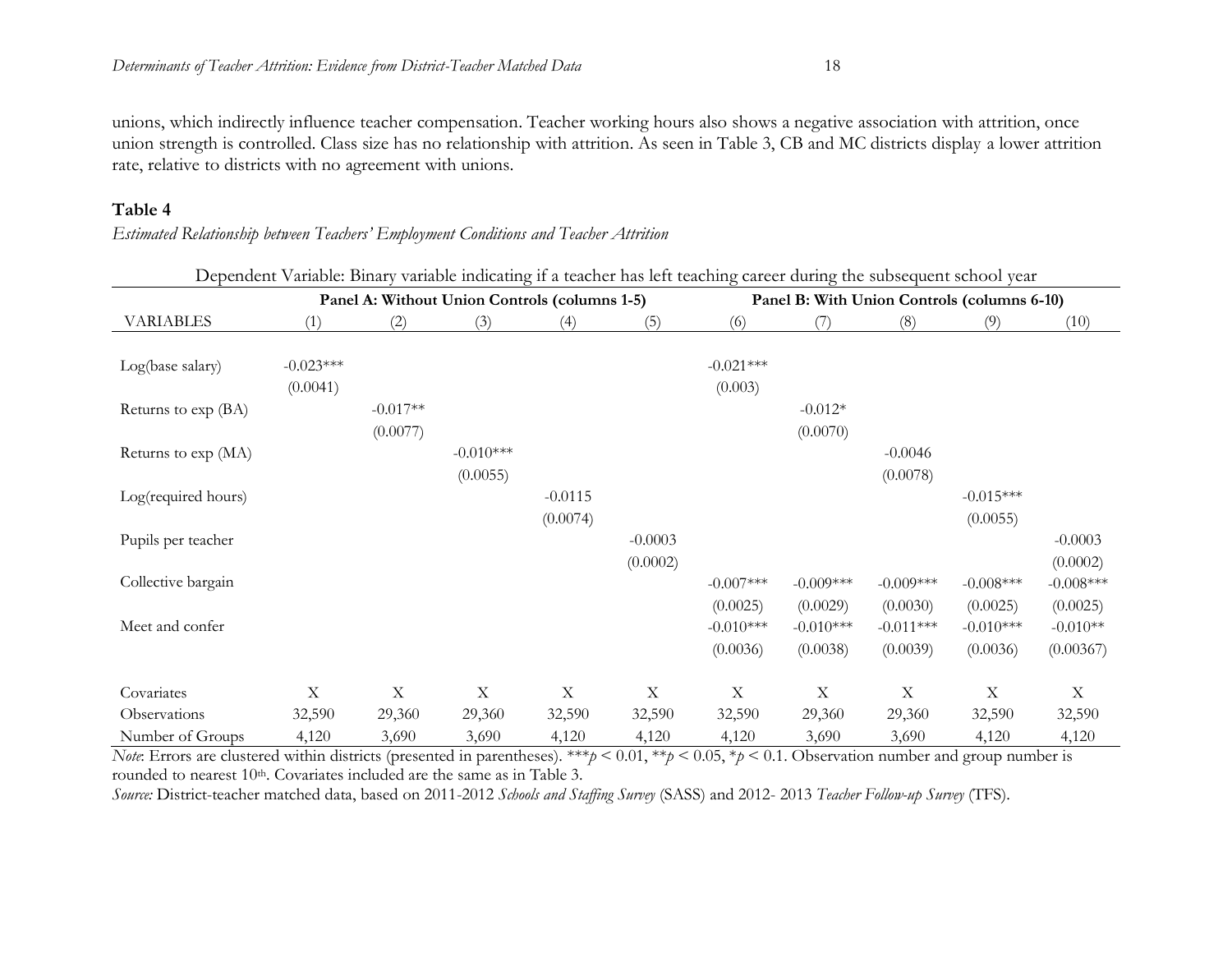unions, which indirectly influence teacher compensation. Teacher working hours also shows a negative association with attrition, once union strength is controlled. Class size has no relationship with attrition. As seen in Table 3, CB and MC districts display a lower attrition rate, relative to districts with no agreement with unions.

## Table 4

*Estimated Relationship between Teachers' Employment Conditions and Teacher Attrition*

| Dependent Variable: Binary variable indicating if a teacher has left teaching career during the subsequent school year | | | | | | | | | | |
|---|---|---|---|---|---|---|---|---|---|---|
| | **Panel A: Without Union Controls (columns 1-5)** | | | | | **Panel B: With Union Controls (columns 6-10)** | | | | |
| VARIABLES | (1) | (2) | (3) | (4) | (5) | (6) | (7) | (8) | (9) | (10) |
| Log(base salary) | -0.023*** | | | | | -0.021*** | | | | |
| | (0.0041) | | | | | (0.003) | | | | |
| Returns to exp (BA) | | -0.017** | | | | | -0.012* | | | |
| | | (0.0077) | | | | | (0.0070) | | | |
| Returns to exp (MA) | | | -0.010*** | | | | | -0.0046 | | |
| | | | (0.0055) | | | | | (0.0078) | | |
| Log(required hours) | | | | -0.0115 | | | | | -0.015*** | |
| | | | | (0.0074) | | | | | (0.0055) | |
| Pupils per teacher | | | | | -0.0003 | | | | | -0.0003 |
| | | | | | (0.0002) | | | | | (0.0002) |
| Collective bargain | | | | | | -0.007*** | -0.009*** | -0.009*** | -0.008*** | -0.008*** |
| | | | | | | (0.0025) | (0.0029) | (0.0030) | (0.0025) | (0.0025) |
| Meet and confer | | | | | | -0.010*** | -0.010*** | -0.011*** | -0.010*** | -0.010** |
| | | | | | | (0.0036) | (0.0038) | (0.0039) | (0.0036) | (0.00367) |
| Covariates | X | X | X | X | X | X | X | X | X | X |
| Observations | 32,590 | 29,360 | 29,360 | 32,590 | 32,590 | 32,590 | 29,360 | 29,360 | 32,590 | 32,590 |
| Number of Groups | 4,120 | 3,690 | 3,690 | 4,120 | 4,120 | 4,120 | 3,690 | 3,690 | 4,120 | 4,120 |

*Note*: Errors are clustered within districts (presented in parentheses). ***$p < 0.01$, **$p < 0.05$, *$p < 0.1$. Observation number and group number is rounded to nearest 10th. Covariates included are the same as in Table 3.

*Source:* District-teacher matched data, based on 2011-2012 *Schools and Staffing Survey* (SASS) and 2012- 2013 *Teacher Follow-up Survey* (TFS).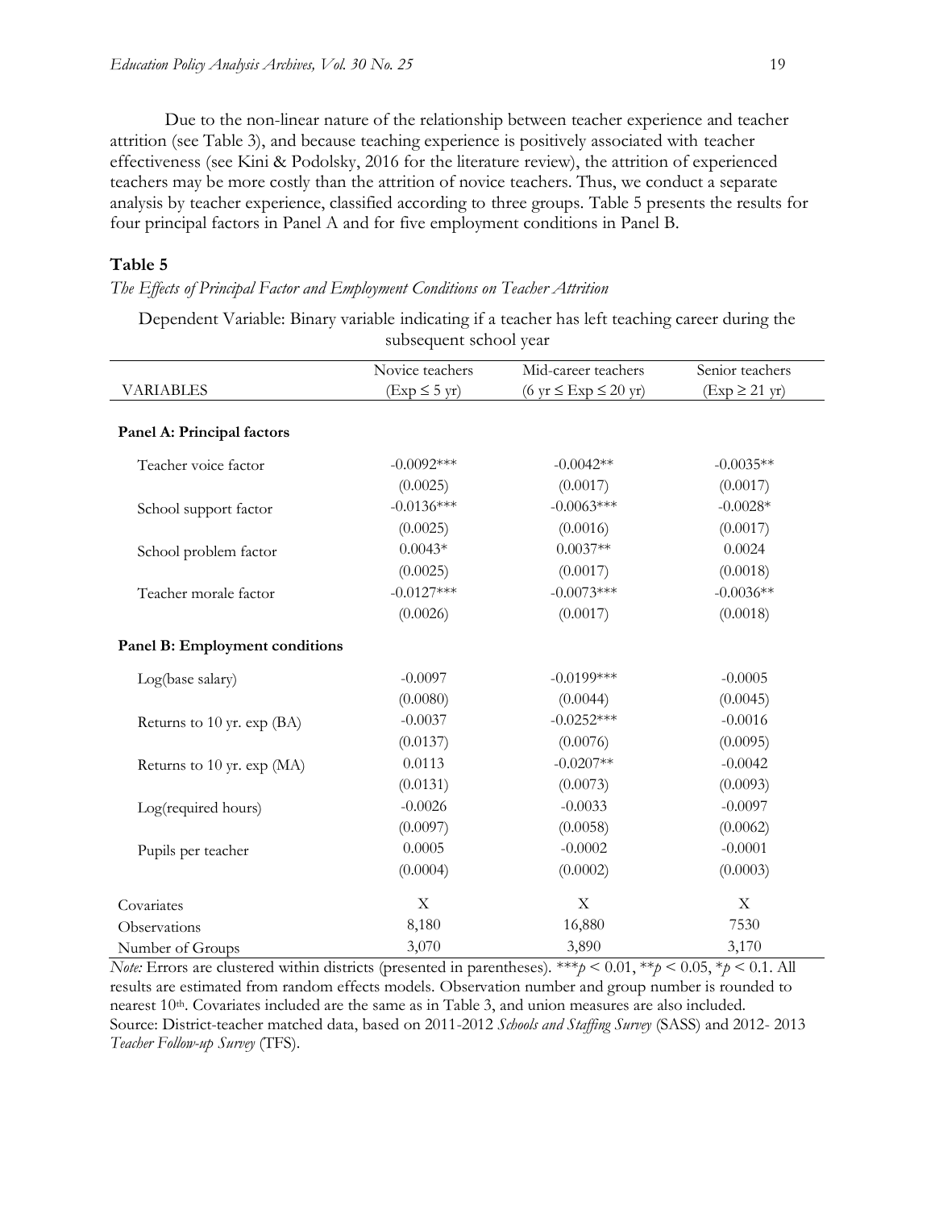Due to the non-linear nature of the relationship between teacher experience and teacher attrition (see Table 3), and because teaching experience is positively associated with teacher effectiveness (see Kini & Podolsky, 2016 for the literature review), the attrition of experienced teachers may be more costly than the attrition of novice teachers. Thus, we conduct a separate analysis by teacher experience, classified according to three groups. Table 5 presents the results for four principal factors in Panel A and for five employment conditions in Panel B.

### Table 5

*The Effects of Principal Factor and Employment Conditions on Teacher Attrition*

Dependent Variable: Binary variable indicating if a teacher has left teaching career during the subsequent school year

| VARIABLES | Novice teachers (Exp ≤ 5 yr) | Mid-career teachers (6 yr ≤ Exp ≤ 20 yr) | Senior teachers (Exp ≥ 21 yr) |
|---|---|---|---|
| **Panel A: Principal factors** | | | |
| Teacher voice factor | -0.0092*** | -0.0042** | -0.0035** |
| | (0.0025) | (0.0017) | (0.0017) |
| School support factor | -0.0136*** | -0.0063*** | -0.0028* |
| | (0.0025) | (0.0016) | (0.0017) |
| School problem factor | 0.0043* | 0.0037** | 0.0024 |
| | (0.0025) | (0.0017) | (0.0018) |
| Teacher morale factor | -0.0127*** | -0.0073*** | -0.0036** |
| | (0.0026) | (0.0017) | (0.0018) |
| **Panel B: Employment conditions** | | | |
| Log(base salary) | -0.0097 | -0.0199*** | -0.0005 |
| | (0.0080) | (0.0044) | (0.0045) |
| Returns to 10 yr. exp (BA) | -0.0037 | -0.0252*** | -0.0016 |
| | (0.0137) | (0.0076) | (0.0095) |
| Returns to 10 yr. exp (MA) | 0.0113 | -0.0207** | -0.0042 |
| | (0.0131) | (0.0073) | (0.0093) |
| Log(required hours) | -0.0026 | -0.0033 | -0.0097 |
| | (0.0097) | (0.0058) | (0.0062) |
| Pupils per teacher | 0.0005 | -0.0002 | -0.0001 |
| | (0.0004) | (0.0002) | (0.0003) |
| Covariates | X | X | X |
| Observations | 8,180 | 16,880 | 7530 |
| Number of Groups | 3,070 | 3,890 | 3,170 |

*Note:* Errors are clustered within districts (presented in parentheses). ***$p < 0.01$, **$p < 0.05$, *$p < 0.1$. All results are estimated from random effects models. Observation number and group number is rounded to nearest 10th. Covariates included are the same as in Table 3, and union measures are also included.
Source: District-teacher matched data, based on 2011-2012 *Schools and Staffing Survey* (SASS) and 2012- 2013 *Teacher Follow-up Survey* (TFS).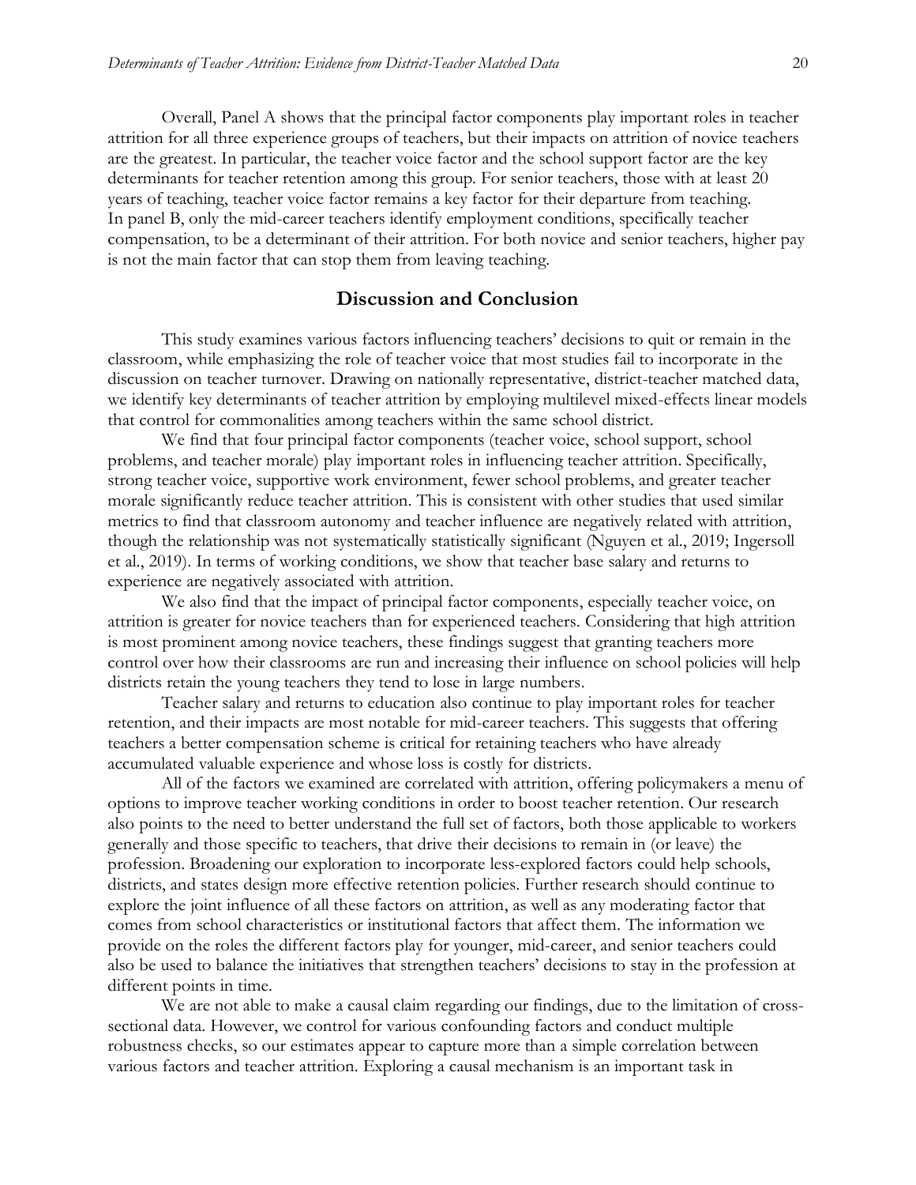Overall, Panel A shows that the principal factor components play important roles in teacher attrition for all three experience groups of teachers, but their impacts on attrition of novice teachers are the greatest. In particular, the teacher voice factor and the school support factor are the key determinants for teacher retention among this group. For senior teachers, those with at least 20 years of teaching, teacher voice factor remains a key factor for their departure from teaching. In panel B, only the mid-career teachers identify employment conditions, specifically teacher compensation, to be a determinant of their attrition. For both novice and senior teachers, higher pay is not the main factor that can stop them from leaving teaching.

## Discussion and Conclusion

This study examines various factors influencing teachers' decisions to quit or remain in the classroom, while emphasizing the role of teacher voice that most studies fail to incorporate in the discussion on teacher turnover. Drawing on nationally representative, district-teacher matched data, we identify key determinants of teacher attrition by employing multilevel mixed-effects linear models that control for commonalities among teachers within the same school district.

We find that four principal factor components (teacher voice, school support, school problems, and teacher morale) play important roles in influencing teacher attrition. Specifically, strong teacher voice, supportive work environment, fewer school problems, and greater teacher morale significantly reduce teacher attrition. This is consistent with other studies that used similar metrics to find that classroom autonomy and teacher influence are negatively related with attrition, though the relationship was not systematically statistically significant (Nguyen et al., 2019; Ingersoll et al., 2019). In terms of working conditions, we show that teacher base salary and returns to experience are negatively associated with attrition.

We also find that the impact of principal factor components, especially teacher voice, on attrition is greater for novice teachers than for experienced teachers. Considering that high attrition is most prominent among novice teachers, these findings suggest that granting teachers more control over how their classrooms are run and increasing their influence on school policies will help districts retain the young teachers they tend to lose in large numbers.

Teacher salary and returns to education also continue to play important roles for teacher retention, and their impacts are most notable for mid-career teachers. This suggests that offering teachers a better compensation scheme is critical for retaining teachers who have already accumulated valuable experience and whose loss is costly for districts.

All of the factors we examined are correlated with attrition, offering policymakers a menu of options to improve teacher working conditions in order to boost teacher retention. Our research also points to the need to better understand the full set of factors, both those applicable to workers generally and those specific to teachers, that drive their decisions to remain in (or leave) the profession. Broadening our exploration to incorporate less-explored factors could help schools, districts, and states design more effective retention policies. Further research should continue to explore the joint influence of all these factors on attrition, as well as any moderating factor that comes from school characteristics or institutional factors that affect them. The information we provide on the roles the different factors play for younger, mid-career, and senior teachers could also be used to balance the initiatives that strengthen teachers' decisions to stay in the profession at different points in time.

We are not able to make a causal claim regarding our findings, due to the limitation of cross-sectional data. However, we control for various confounding factors and conduct multiple robustness checks, so our estimates appear to capture more than a simple correlation between various factors and teacher attrition. Exploring a causal mechanism is an important task in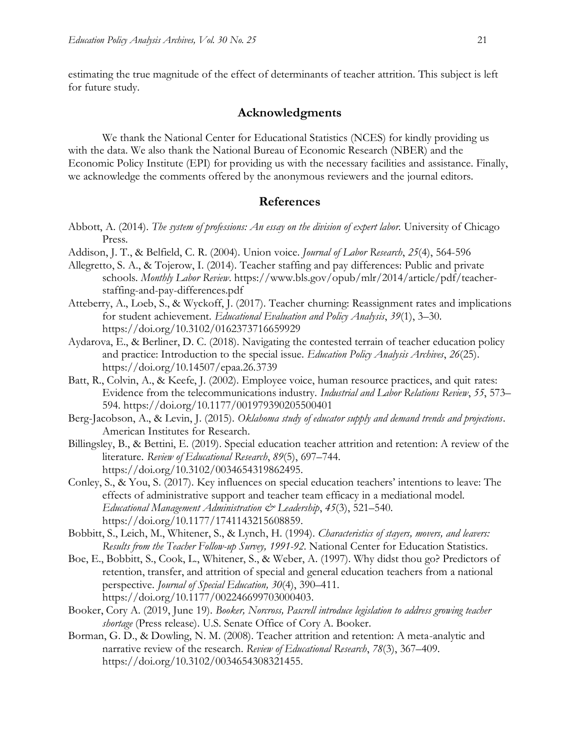estimating the true magnitude of the effect of determinants of teacher attrition. This subject is left for future study.

## Acknowledgments

We thank the National Center for Educational Statistics (NCES) for kindly providing us with the data. We also thank the National Bureau of Economic Research (NBER) and the Economic Policy Institute (EPI) for providing us with the necessary facilities and assistance. Finally, we acknowledge the comments offered by the anonymous reviewers and the journal editors.

## References

Abbott, A. (2014). *The system of professions: An essay on the division of expert labor.* University of Chicago Press.

Addison, J. T., & Belfield, C. R. (2004). Union voice. *Journal of Labor Research*, *25*(4), 564-596

Allegretto, S. A., & Tojerow, I. (2014). Teacher staffing and pay differences: Public and private schools. *Monthly Labor Review*. https://www.bls.gov/opub/mlr/2014/article/pdf/teacher-staffing-and-pay-differences.pdf

Atteberry, A., Loeb, S., & Wyckoff, J. (2017). Teacher churning: Reassignment rates and implications for student achievement. *Educational Evaluation and Policy Analysis*, *39*(1), 3–30. https://doi.org/10.3102/0162373716659929

Aydarova, E., & Berliner, D. C. (2018). Navigating the contested terrain of teacher education policy and practice: Introduction to the special issue. *Education Policy Analysis Archives*, *26*(25). https://doi.org/10.14507/epaa.26.3739

Batt, R., Colvin, A., & Keefe, J. (2002). Employee voice, human resource practices, and quit rates: Evidence from the telecommunications industry. *Industrial and Labor Relations Review*, *55*, 573–594. https://doi.org/10.1177/001979390205500401

Berg-Jacobson, A., & Levin, J. (2015). *Oklahoma study of educator supply and demand trends and projections*. American Institutes for Research.

Billingsley, B., & Bettini, E. (2019). Special education teacher attrition and retention: A review of the literature. *Review of Educational Research*, *89*(5), 697–744. https://doi.org/10.3102/0034654319862495.

Conley, S., & You, S. (2017). Key influences on special education teachers' intentions to leave: The effects of administrative support and teacher team efficacy in a mediational model. *Educational Management Administration & Leadership*, *45*(3), 521–540. https://doi.org/10.1177/1741143215608859.

Bobbitt, S., Leich, M., Whitener, S., & Lynch, H. (1994). *Characteristics of stayers, movers, and leavers: Results from the Teacher Follow-up Survey, 1991-92*. National Center for Education Statistics.

Boe, E., Bobbitt, S., Cook, L., Whitener, S., & Weber, A. (1997). Why didst thou go? Predictors of retention, transfer, and attrition of special and general education teachers from a national perspective. *Journal of Special Education, 30*(4), 390–411. https://doi.org/10.1177/002246699703000403.

Booker, Cory A. (2019, June 19). *Booker, Norcross, Pascrell introduce legislation to address growing teacher shortage* (Press release). U.S. Senate Office of Cory A. Booker.

Borman, G. D., & Dowling, N. M. (2008). Teacher attrition and retention: A meta-analytic and narrative review of the research. *Review of Educational Research*, *78*(3), 367–409. https://doi.org/10.3102/0034654308321455.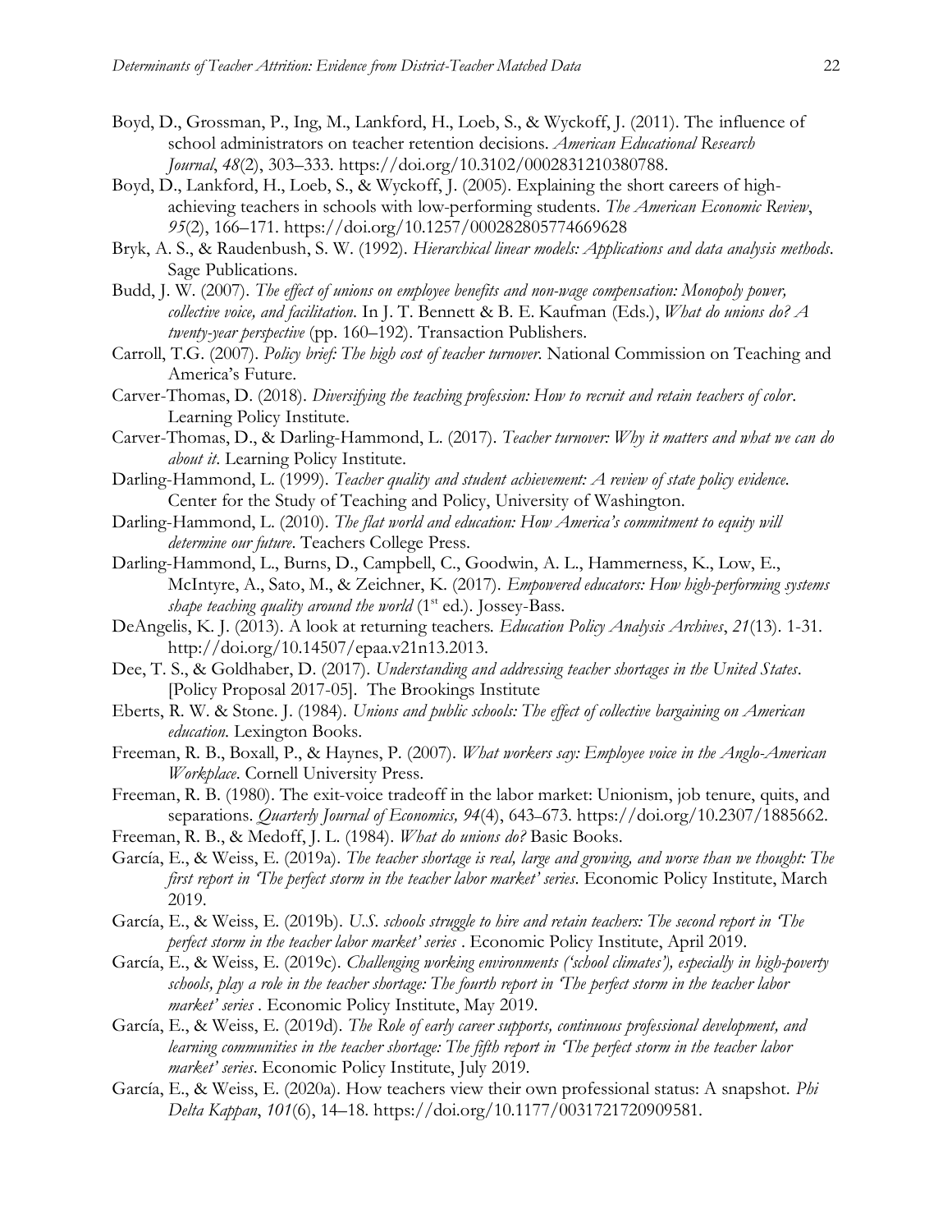Boyd, D., Grossman, P., Ing, M., Lankford, H., Loeb, S., & Wyckoff, J. (2011). The influence of school administrators on teacher retention decisions. *American Educational Research Journal*, *48*(2), 303–333. https://doi.org/10.3102/0002831210380788.

Boyd, D., Lankford, H., Loeb, S., & Wyckoff, J. (2005). Explaining the short careers of high-achieving teachers in schools with low-performing students. *The American Economic Review*, *95*(2), 166–171. https://doi.org/10.1257/000282805774669628

Bryk, A. S., & Raudenbush, S. W. (1992). *Hierarchical linear models: Applications and data analysis methods*. Sage Publications.

Budd, J. W. (2007). *The effect of unions on employee benefits and non-wage compensation: Monopoly power, collective voice, and facilitation*. In J. T. Bennett & B. E. Kaufman (Eds.), *What do unions do? A twenty-year perspective* (pp. 160–192). Transaction Publishers.

Carroll, T.G. (2007). *Policy brief: The high cost of teacher turnover*. National Commission on Teaching and America's Future.

Carver-Thomas, D. (2018). *Diversifying the teaching profession: How to recruit and retain teachers of color*. Learning Policy Institute.

Carver-Thomas, D., & Darling-Hammond, L. (2017). *Teacher turnover: Why it matters and what we can do about it*. Learning Policy Institute.

Darling-Hammond, L. (1999). *Teacher quality and student achievement: A review of state policy evidence*. Center for the Study of Teaching and Policy, University of Washington.

Darling-Hammond, L. (2010). *The flat world and education: How America's commitment to equity will determine our future*. Teachers College Press.

Darling-Hammond, L., Burns, D., Campbell, C., Goodwin, A. L., Hammerness, K., Low, E., McIntyre, A., Sato, M., & Zeichner, K. (2017). *Empowered educators: How high-performing systems shape teaching quality around the world* (1st ed.). Jossey-Bass.

DeAngelis, K. J. (2013). A look at returning teachers. *Education Policy Analysis Archives*, *21*(13). 1-31. http://doi.org/10.14507/epaa.v21n13.2013.

Dee, T. S., & Goldhaber, D. (2017). *Understanding and addressing teacher shortages in the United States*. [Policy Proposal 2017-05]. The Brookings Institute

Eberts, R. W. & Stone. J. (1984). *Unions and public schools: The effect of collective bargaining on American education.* Lexington Books.

Freeman, R. B., Boxall, P., & Haynes, P. (2007). *What workers say: Employee voice in the Anglo-American Workplace*. Cornell University Press.

Freeman, R. B. (1980). The exit-voice tradeoff in the labor market: Unionism, job tenure, quits, and separations. *Quarterly Journal of Economics, 94*(4), 643–673. https://doi.org/10.2307/1885662.

Freeman, R. B., & Medoff, J. L. (1984). *What do unions do?* Basic Books.

García, E., & Weiss, E. (2019a). *The teacher shortage is real, large and growing, and worse than we thought: The first report in 'The perfect storm in the teacher labor market' series*. Economic Policy Institute, March 2019.

García, E., & Weiss, E. (2019b). *U.S. schools struggle to hire and retain teachers: The second report in 'The perfect storm in the teacher labor market' series* . Economic Policy Institute, April 2019.

García, E., & Weiss, E. (2019c). *Challenging working environments ('school climates'), especially in high-poverty schools, play a role in the teacher shortage: The fourth report in 'The perfect storm in the teacher labor market' series* . Economic Policy Institute, May 2019.

García, E., & Weiss, E. (2019d). *The Role of early career supports, continuous professional development, and learning communities in the teacher shortage: The fifth report in 'The perfect storm in the teacher labor market' series*. Economic Policy Institute, July 2019.

García, E., & Weiss, E. (2020a). How teachers view their own professional status: A snapshot. *Phi Delta Kappan*, *101*(6), 14–18. https://doi.org/10.1177/0031721720909581.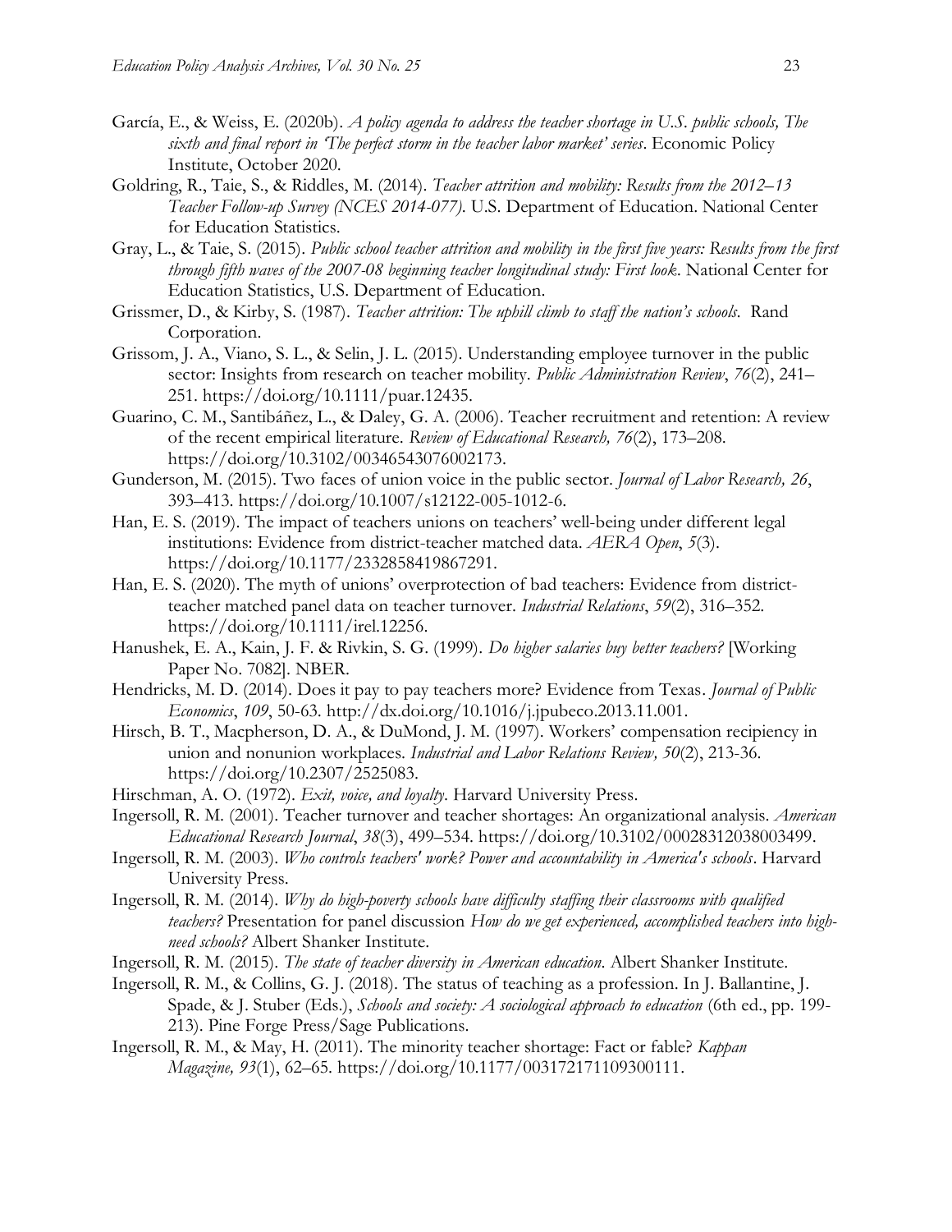García, E., & Weiss, E. (2020b). *A policy agenda to address the teacher shortage in U.S. public schools, The sixth and final report in 'The perfect storm in the teacher labor market' series*. Economic Policy Institute, October 2020.

Goldring, R., Taie, S., & Riddles, M. (2014). *Teacher attrition and mobility: Results from the 2012–13 Teacher Follow-up Survey (NCES 2014-077)*. U.S. Department of Education. National Center for Education Statistics.

Gray, L., & Taie, S. (2015). *Public school teacher attrition and mobility in the first five years: Results from the first through fifth waves of the 2007-08 beginning teacher longitudinal study: First look*. National Center for Education Statistics, U.S. Department of Education.

Grissmer, D., & Kirby, S. (1987). *Teacher attrition: The uphill climb to staff the nation's schools.* Rand Corporation.

Grissom, J. A., Viano, S. L., & Selin, J. L. (2015). Understanding employee turnover in the public sector: Insights from research on teacher mobility. *Public Administration Review*, *76*(2), 241–251. https://doi.org/10.1111/puar.12435.

Guarino, C. M., Santibáñez, L., & Daley, G. A. (2006). Teacher recruitment and retention: A review of the recent empirical literature. *Review of Educational Research, 76*(2), 173–208. https://doi.org/10.3102/00346543076002173.

Gunderson, M. (2015). Two faces of union voice in the public sector. *Journal of Labor Research, 26*, 393–413. https://doi.org/10.1007/s12122-005-1012-6.

Han, E. S. (2019). The impact of teachers unions on teachers' well-being under different legal institutions: Evidence from district-teacher matched data. *AERA Open*, *5*(3). https://doi.org/10.1177/2332858419867291.

Han, E. S. (2020). The myth of unions' overprotection of bad teachers: Evidence from district-teacher matched panel data on teacher turnover. *Industrial Relations*, *59*(2), 316–352. https://doi.org/10.1111/irel.12256.

Hanushek, E. A., Kain, J. F. & Rivkin, S. G. (1999). *Do higher salaries buy better teachers?* [Working Paper No. 7082]. NBER.

Hendricks, M. D. (2014). Does it pay to pay teachers more? Evidence from Texas. *Journal of Public Economics*, *109*, 50-63. http://dx.doi.org/10.1016/j.jpubeco.2013.11.001.

Hirsch, B. T., Macpherson, D. A., & DuMond, J. M. (1997). Workers' compensation recipiency in union and nonunion workplaces. *Industrial and Labor Relations Review, 50*(2), 213-36. https://doi.org/10.2307/2525083.

Hirschman, A. O. (1972). *Exit, voice, and loyalty*. Harvard University Press.

Ingersoll, R. M. (2001). Teacher turnover and teacher shortages: An organizational analysis. *American Educational Research Journal*, *38*(3), 499–534. https://doi.org/10.3102/00028312038003499.

Ingersoll, R. M. (2003). *Who controls teachers' work? Power and accountability in America's schools*. Harvard University Press.

Ingersoll, R. M. (2014). *Why do high-poverty schools have difficulty staffing their classrooms with qualified teachers?* Presentation for panel discussion *How do we get experienced, accomplished teachers into high-need schools?* Albert Shanker Institute.

Ingersoll, R. M. (2015). *The state of teacher diversity in American education*. Albert Shanker Institute.

Ingersoll, R. M., & Collins, G. J. (2018). The status of teaching as a profession. In J. Ballantine, J. Spade, & J. Stuber (Eds.), *Schools and society: A sociological approach to education* (6th ed., pp. 199-213). Pine Forge Press/Sage Publications.

Ingersoll, R. M., & May, H. (2011). The minority teacher shortage: Fact or fable? *Kappan Magazine, 93*(1), 62–65. https://doi.org/10.1177/003172171109300111.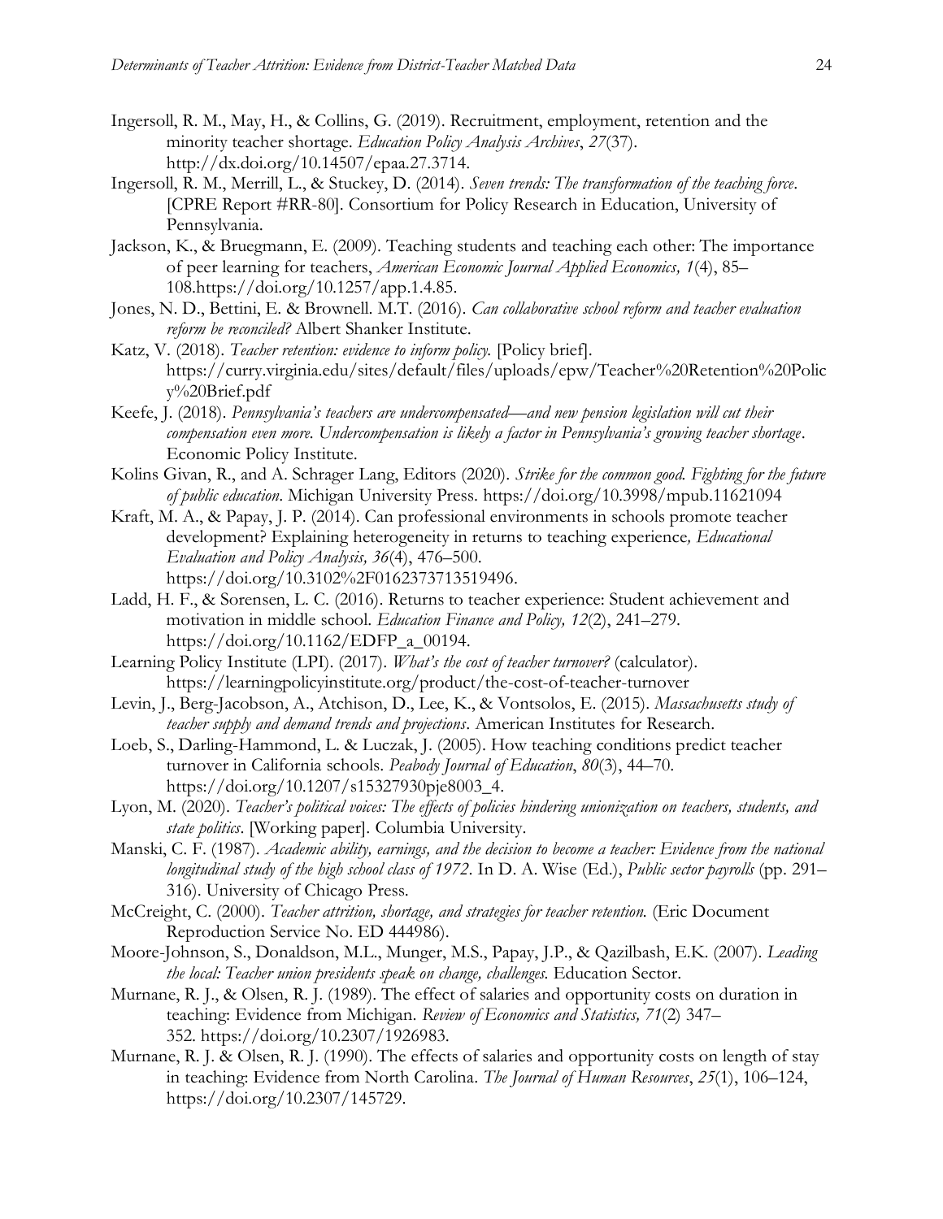Ingersoll, R. M., May, H., & Collins, G. (2019). Recruitment, employment, retention and the minority teacher shortage. *Education Policy Analysis Archives*, *27*(37). http://dx.doi.org/10.14507/epaa.27.3714.

Ingersoll, R. M., Merrill, L., & Stuckey, D. (2014). *Seven trends: The transformation of the teaching force*. [CPRE Report #RR-80]. Consortium for Policy Research in Education, University of Pennsylvania.

Jackson, K., & Bruegmann, E. (2009). Teaching students and teaching each other: The importance of peer learning for teachers, *American Economic Journal Applied Economics, 1*(4), 85–108.https://doi.org/10.1257/app.1.4.85.

Jones, N. D., Bettini, E. & Brownell. M.T. (2016). *Can collaborative school reform and teacher evaluation reform be reconciled?* Albert Shanker Institute.

Katz, V. (2018). *Teacher retention: evidence to inform policy.* [Policy brief]. https://curry.virginia.edu/sites/default/files/uploads/epw/Teacher%20Retention%20Policy%20Brief.pdf

Keefe, J. (2018). *Pennsylvania's teachers are undercompensated—and new pension legislation will cut their compensation even more. Undercompensation is likely a factor in Pennsylvania's growing teacher shortage*. Economic Policy Institute.

Kolins Givan, R., and A. Schrager Lang, Editors (2020). *Strike for the common good. Fighting for the future of public education*. Michigan University Press. https://doi.org/10.3998/mpub.11621094

Kraft, M. A., & Papay, J. P. (2014). Can professional environments in schools promote teacher development? Explaining heterogeneity in returns to teaching experience*, Educational Evaluation and Policy Analysis, 36*(4), 476–500. https://doi.org/10.3102%2F0162373713519496.

Ladd, H. F., & Sorensen, L. C. (2016). Returns to teacher experience: Student achievement and motivation in middle school. *Education Finance and Policy, 12*(2), 241–279. https://doi.org/10.1162/EDFP_a_00194.

Learning Policy Institute (LPI). (2017). *What's the cost of teacher turnover?* (calculator). https://learningpolicyinstitute.org/product/the-cost-of-teacher-turnover

Levin, J., Berg-Jacobson, A., Atchison, D., Lee, K., & Vontsolos, E. (2015). *Massachusetts study of teacher supply and demand trends and projections*. American Institutes for Research.

Loeb, S., Darling-Hammond, L. & Luczak, J. (2005). How teaching conditions predict teacher turnover in California schools. *Peabody Journal of Education*, *80*(3), 44–70. https://doi.org/10.1207/s15327930pje8003_4.

Lyon, M. (2020). *Teacher's political voices: The effects of policies hindering unionization on teachers, students, and state politics*. [Working paper]. Columbia University.

Manski, C. F. (1987). *Academic ability, earnings, and the decision to become a teacher: Evidence from the national longitudinal study of the high school class of 1972*. In D. A. Wise (Ed.), *Public sector payrolls* (pp. 291–316). University of Chicago Press.

McCreight, C. (2000). *Teacher attrition, shortage, and strategies for teacher retention.* (Eric Document Reproduction Service No. ED 444986).

Moore-Johnson, S., Donaldson, M.L., Munger, M.S., Papay, J.P., & Qazilbash, E.K. (2007). *Leading the local: Teacher union presidents speak on change, challenges.* Education Sector.

Murnane, R. J., & Olsen, R. J. (1989). The effect of salaries and opportunity costs on duration in teaching: Evidence from Michigan. *Review of Economics and Statistics, 71*(2) 347–352. https://doi.org/10.2307/1926983.

Murnane, R. J. & Olsen, R. J. (1990). The effects of salaries and opportunity costs on length of stay in teaching: Evidence from North Carolina. *The Journal of Human Resources*, *25*(1), 106–124, https://doi.org/10.2307/145729.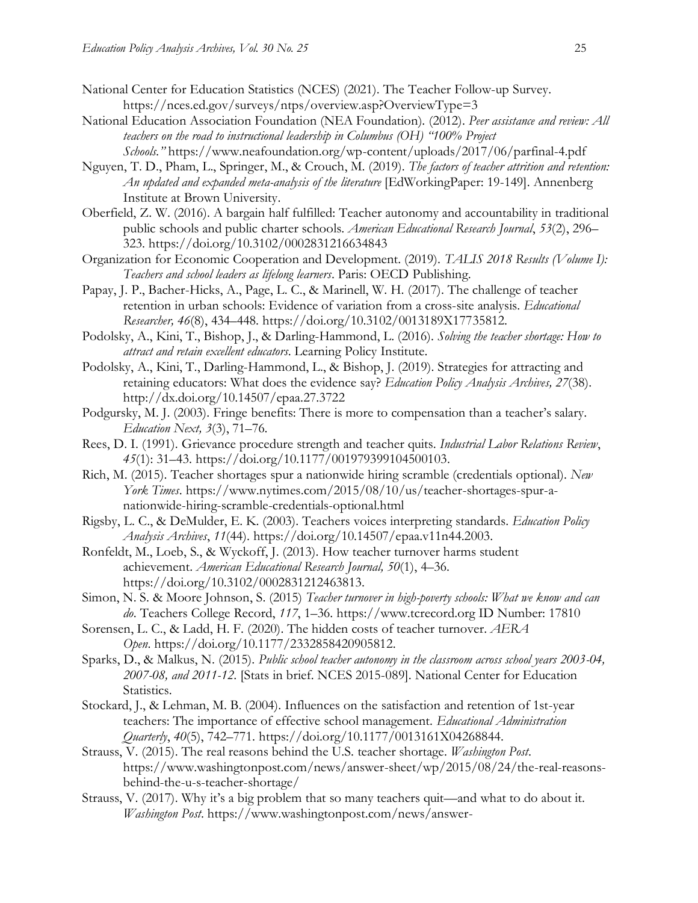National Center for Education Statistics (NCES) (2021). The Teacher Follow-up Survey. https://nces.ed.gov/surveys/ntps/overview.asp?OverviewType=3

National Education Association Foundation (NEA Foundation). (2012). *Peer assistance and review: All teachers on the road to instructional leadership in Columbus (OH) "100% Project Schools."* https://www.neafoundation.org/wp-content/uploads/2017/06/parfinal-4.pdf

Nguyen, T. D., Pham, L., Springer, M., & Crouch, M. (2019). *The factors of teacher attrition and retention: An updated and expanded meta-analysis of the literature* [EdWorkingPaper: 19-149]. Annenberg Institute at Brown University.

Oberfield, Z. W. (2016). A bargain half fulfilled: Teacher autonomy and accountability in traditional public schools and public charter schools. *American Educational Research Journal*, *53*(2), 296–323. https://doi.org/10.3102/0002831216634843

Organization for Economic Cooperation and Development. (2019). *TALIS 2018 Results (Volume I): Teachers and school leaders as lifelong learners*. Paris: OECD Publishing.

Papay, J. P., Bacher-Hicks, A., Page, L. C., & Marinell, W. H. (2017). The challenge of teacher retention in urban schools: Evidence of variation from a cross-site analysis. *Educational Researcher, 46*(8), 434–448. https://doi.org/10.3102/0013189X17735812.

Podolsky, A., Kini, T., Bishop, J., & Darling-Hammond, L. (2016). *Solving the teacher shortage: How to attract and retain excellent educators*. Learning Policy Institute.

Podolsky, A., Kini, T., Darling-Hammond, L., & Bishop, J. (2019). Strategies for attracting and retaining educators: What does the evidence say? *Education Policy Analysis Archives, 27*(38). http://dx.doi.org/10.14507/epaa.27.3722

Podgursky, M. J. (2003). Fringe benefits: There is more to compensation than a teacher's salary. *Education Next, 3*(3), 71–76.

Rees, D. I. (1991). Grievance procedure strength and teacher quits. *Industrial Labor Relations Review*, *45*(1): 31–43. https://doi.org/10.1177/001979399104500103.

Rich, M. (2015). Teacher shortages spur a nationwide hiring scramble (credentials optional). *New York Times*. https://www.nytimes.com/2015/08/10/us/teacher-shortages-spur-a-nationwide-hiring-scramble-credentials-optional.html

Rigsby, L. C., & DeMulder, E. K. (2003). Teachers voices interpreting standards. *Education Policy Analysis Archives*, *11*(44). https://doi.org/10.14507/epaa.v11n44.2003.

Ronfeldt, M., Loeb, S., & Wyckoff, J. (2013). How teacher turnover harms student achievement. *American Educational Research Journal, 50*(1), 4–36. https://doi.org/10.3102/0002831212463813.

Simon, N. S. & Moore Johnson, S. (2015) *Teacher turnover in high-poverty schools: What we know and can do*. Teachers College Record, *117*, 1–36. https://www.tcrecord.org ID Number: 17810

Sorensen, L. C., & Ladd, H. F. (2020). The hidden costs of teacher turnover. *AERA Open*. https://doi.org/10.1177/2332858420905812.

Sparks, D., & Malkus, N. (2015). *Public school teacher autonomy in the classroom across school years 2003-04, 2007-08, and 2011-12.* [Stats in brief. NCES 2015-089]. National Center for Education Statistics.

Stockard, J., & Lehman, M. B. (2004). Influences on the satisfaction and retention of 1st-year teachers: The importance of effective school management. *Educational Administration Quarterly*, *40*(5), 742–771. https://doi.org/10.1177/0013161X04268844.

Strauss, V. (2015). The real reasons behind the U.S. teacher shortage. *Washington Post*. https://www.washingtonpost.com/news/answer-sheet/wp/2015/08/24/the-real-reasons-behind-the-u-s-teacher-shortage/

Strauss, V. (2017). Why it's a big problem that so many teachers quit—and what to do about it. *Washington Post*. https://www.washingtonpost.com/news/answer-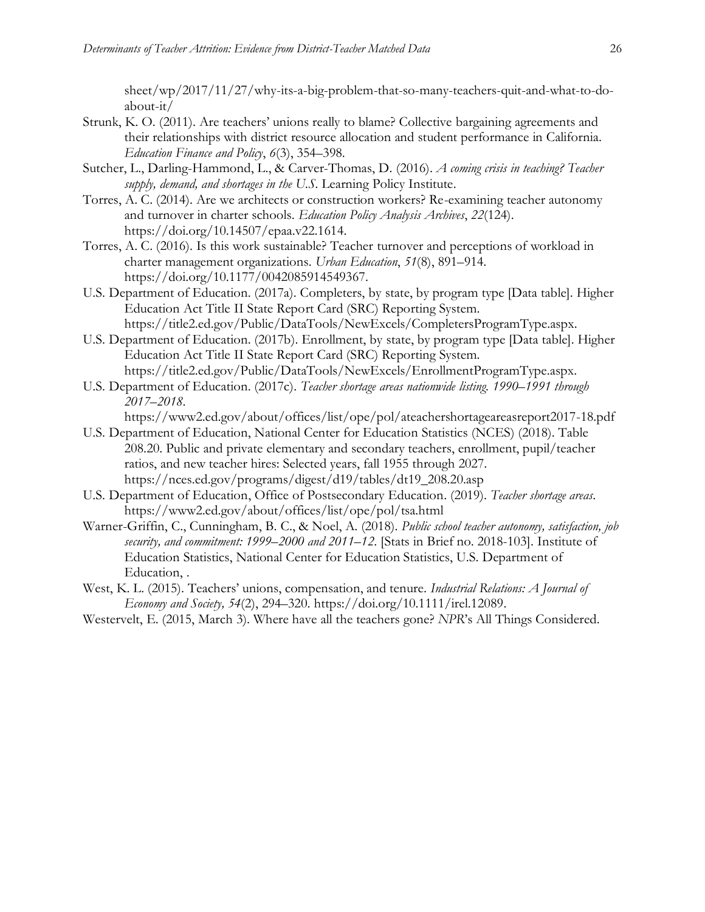sheet/wp/2017/11/27/why-its-a-big-problem-that-so-many-teachers-quit-and-what-to-do-about-it/

Strunk, K. O. (2011). Are teachers' unions really to blame? Collective bargaining agreements and their relationships with district resource allocation and student performance in California. *Education Finance and Policy*, *6*(3), 354–398.

Sutcher, L., Darling-Hammond, L., & Carver-Thomas, D. (2016). *A coming crisis in teaching? Teacher supply, demand, and shortages in the U.S.* Learning Policy Institute.

Torres, A. C. (2014). Are we architects or construction workers? Re-examining teacher autonomy and turnover in charter schools. *Education Policy Analysis Archives*, *22*(124). https://doi.org/10.14507/epaa.v22.1614.

Torres, A. C. (2016). Is this work sustainable? Teacher turnover and perceptions of workload in charter management organizations. *Urban Education*, *51*(8), 891–914. https://doi.org/10.1177/0042085914549367.

U.S. Department of Education. (2017a). Completers, by state, by program type [Data table]. Higher Education Act Title II State Report Card (SRC) Reporting System. https://title2.ed.gov/Public/DataTools/NewExcels/CompletersProgramType.aspx.

U.S. Department of Education. (2017b). Enrollment, by state, by program type [Data table]. Higher Education Act Title II State Report Card (SRC) Reporting System. https://title2.ed.gov/Public/DataTools/NewExcels/EnrollmentProgramType.aspx.

U.S. Department of Education. (2017c). *Teacher shortage areas nationwide listing. 1990–1991 through 2017–2018*. https://www2.ed.gov/about/offices/list/ope/pol/ateachershortageareasreport2017-18.pdf

U.S. Department of Education, National Center for Education Statistics (NCES) (2018). Table 208.20. Public and private elementary and secondary teachers, enrollment, pupil/teacher ratios, and new teacher hires: Selected years, fall 1955 through 2027. https://nces.ed.gov/programs/digest/d19/tables/dt19_208.20.asp

U.S. Department of Education, Office of Postsecondary Education. (2019). *Teacher shortage areas*. https://www2.ed.gov/about/offices/list/ope/pol/tsa.html

Warner-Griffin, C., Cunningham, B. C., & Noel, A. (2018). *Public school teacher autonomy, satisfaction, job security, and commitment: 1999–2000 and 2011–12*. [Stats in Brief no. 2018-103]. Institute of Education Statistics, National Center for Education Statistics, U.S. Department of Education, .

West, K. L. (2015). Teachers' unions, compensation, and tenure. *Industrial Relations: A Journal of Economy and Society, 54*(2), 294–320. https://doi.org/10.1111/irel.12089.

Westervelt, E. (2015, March 3). Where have all the teachers gone? *NPR*'s All Things Considered.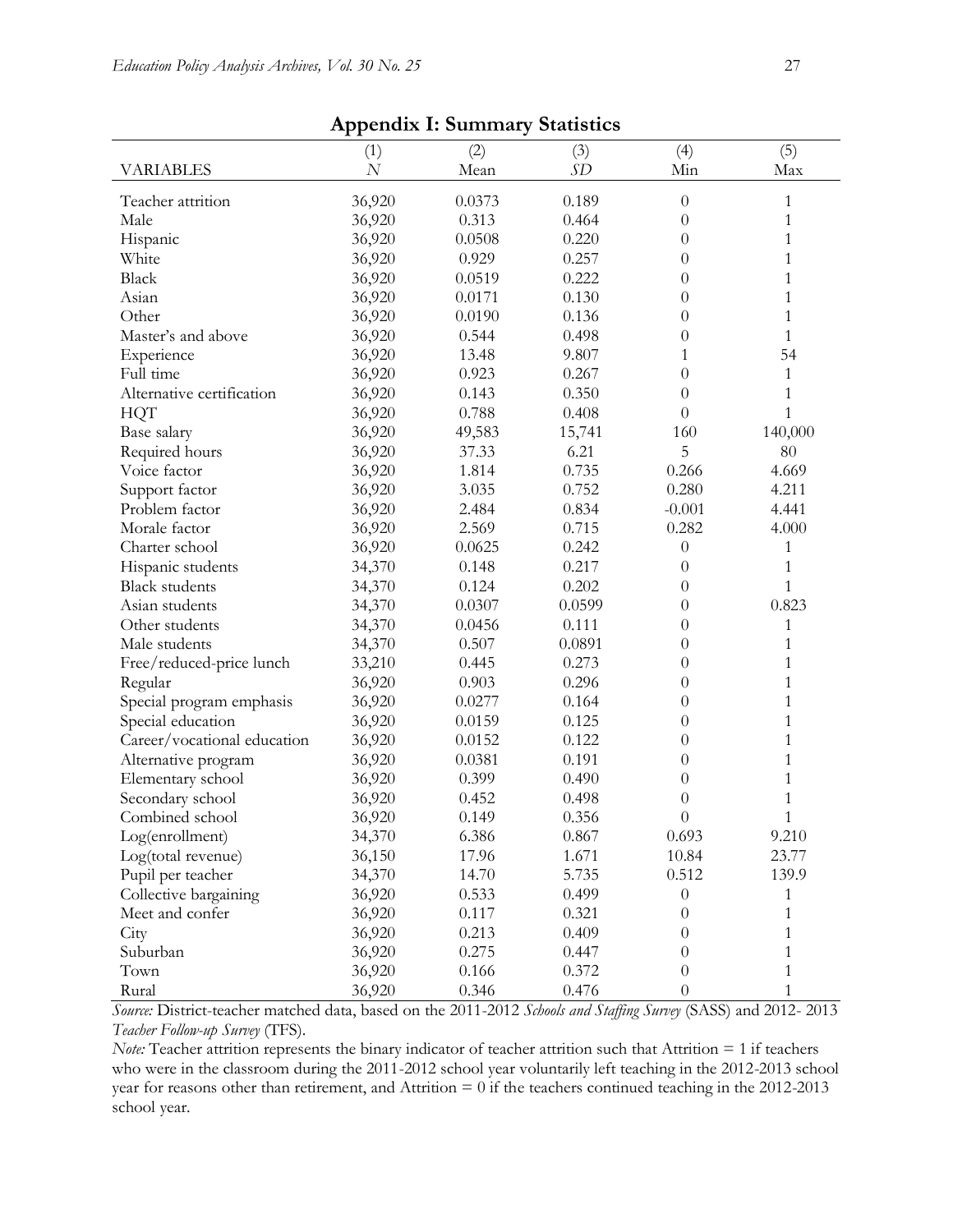## Appendix I: Summary Statistics

| VARIABLES | (1) *N* | (2) Mean | (3) *SD* | (4) Min | (5) Max |
|---|---|---|---|---|---|
| Teacher attrition | 36,920 | 0.0373 | 0.189 | 0 | 1 |
| Male | 36,920 | 0.313 | 0.464 | 0 | 1 |
| Hispanic | 36,920 | 0.0508 | 0.220 | 0 | 1 |
| White | 36,920 | 0.929 | 0.257 | 0 | 1 |
| Black | 36,920 | 0.0519 | 0.222 | 0 | 1 |
| Asian | 36,920 | 0.0171 | 0.130 | 0 | 1 |
| Other | 36,920 | 0.0190 | 0.136 | 0 | 1 |
| Master's and above | 36,920 | 0.544 | 0.498 | 0 | 1 |
| Experience | 36,920 | 13.48 | 9.807 | 1 | 54 |
| Full time | 36,920 | 0.923 | 0.267 | 0 | 1 |
| Alternative certification | 36,920 | 0.143 | 0.350 | 0 | 1 |
| HQT | 36,920 | 0.788 | 0.408 | 0 | 1 |
| Base salary | 36,920 | 49,583 | 15,741 | 160 | 140,000 |
| Required hours | 36,920 | 37.33 | 6.21 | 5 | 80 |
| Voice factor | 36,920 | 1.814 | 0.735 | 0.266 | 4.669 |
| Support factor | 36,920 | 3.035 | 0.752 | 0.280 | 4.211 |
| Problem factor | 36,920 | 2.484 | 0.834 | -0.001 | 4.441 |
| Morale factor | 36,920 | 2.569 | 0.715 | 0.282 | 4.000 |
| Charter school | 36,920 | 0.0625 | 0.242 | 0 | 1 |
| Hispanic students | 34,370 | 0.148 | 0.217 | 0 | 1 |
| Black students | 34,370 | 0.124 | 0.202 | 0 | 1 |
| Asian students | 34,370 | 0.0307 | 0.0599 | 0 | 0.823 |
| Other students | 34,370 | 0.0456 | 0.111 | 0 | 1 |
| Male students | 34,370 | 0.507 | 0.0891 | 0 | 1 |
| Free/reduced-price lunch | 33,210 | 0.445 | 0.273 | 0 | 1 |
| Regular | 36,920 | 0.903 | 0.296 | 0 | 1 |
| Special program emphasis | 36,920 | 0.0277 | 0.164 | 0 | 1 |
| Special education | 36,920 | 0.0159 | 0.125 | 0 | 1 |
| Career/vocational education | 36,920 | 0.0152 | 0.122 | 0 | 1 |
| Alternative program | 36,920 | 0.0381 | 0.191 | 0 | 1 |
| Elementary school | 36,920 | 0.399 | 0.490 | 0 | 1 |
| Secondary school | 36,920 | 0.452 | 0.498 | 0 | 1 |
| Combined school | 36,920 | 0.149 | 0.356 | 0 | 1 |
| Log(enrollment) | 34,370 | 6.386 | 0.867 | 0.693 | 9.210 |
| Log(total revenue) | 36,150 | 17.96 | 1.671 | 10.84 | 23.77 |
| Pupil per teacher | 34,370 | 14.70 | 5.735 | 0.512 | 139.9 |
| Collective bargaining | 36,920 | 0.533 | 0.499 | 0 | 1 |
| Meet and confer | 36,920 | 0.117 | 0.321 | 0 | 1 |
| City | 36,920 | 0.213 | 0.409 | 0 | 1 |
| Suburban | 36,920 | 0.275 | 0.447 | 0 | 1 |
| Town | 36,920 | 0.166 | 0.372 | 0 | 1 |
| Rural | 36,920 | 0.346 | 0.476 | 0 | 1 |

*Source:* District-teacher matched data, based on the 2011-2012 *Schools and Staffing Survey* (SASS) and 2012- 2013 *Teacher Follow-up Survey* (TFS).

*Note:* Teacher attrition represents the binary indicator of teacher attrition such that Attrition = 1 if teachers who were in the classroom during the 2011-2012 school year voluntarily left teaching in the 2012-2013 school year for reasons other than retirement, and Attrition = 0 if the teachers continued teaching in the 2012-2013 school year.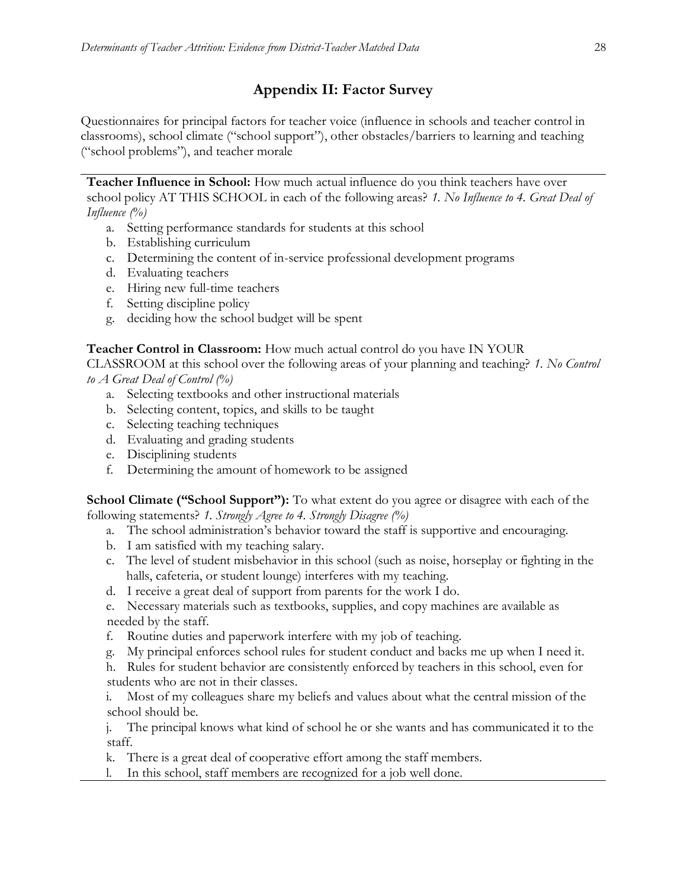## Appendix II: Factor Survey

Questionnaires for principal factors for teacher voice (influence in schools and teacher control in classrooms), school climate ("school support"), other obstacles/barriers to learning and teaching ("school problems"), and teacher morale

---

**Teacher Influence in School:** How much actual influence do you think teachers have over school policy AT THIS SCHOOL in each of the following areas? *1. No Influence to 4. Great Deal of Influence (%)*

a. Setting performance standards for students at this school
b. Establishing curriculum
c. Determining the content of in-service professional development programs
d. Evaluating teachers
e. Hiring new full-time teachers
f. Setting discipline policy
g. deciding how the school budget will be spent

**Teacher Control in Classroom:** How much actual control do you have IN YOUR CLASSROOM at this school over the following areas of your planning and teaching? *1. No Control to A Great Deal of Control (%)*

a. Selecting textbooks and other instructional materials
b. Selecting content, topics, and skills to be taught
c. Selecting teaching techniques
d. Evaluating and grading students
e. Disciplining students
f. Determining the amount of homework to be assigned

**School Climate ("School Support"):** To what extent do you agree or disagree with each of the following statements? *1. Strongly Agree to 4. Strongly Disagree (%)*

a. The school administration's behavior toward the staff is supportive and encouraging.
b. I am satisfied with my teaching salary.
c. The level of student misbehavior in this school (such as noise, horseplay or fighting in the halls, cafeteria, or student lounge) interferes with my teaching.
d. I receive a great deal of support from parents for the work I do.
e. Necessary materials such as textbooks, supplies, and copy machines are available as needed by the staff.
f. Routine duties and paperwork interfere with my job of teaching.
g. My principal enforces school rules for student conduct and backs me up when I need it.
h. Rules for student behavior are consistently enforced by teachers in this school, even for students who are not in their classes.
i. Most of my colleagues share my beliefs and values about what the central mission of the school should be.
j. The principal knows what kind of school he or she wants and has communicated it to the staff.
k. There is a great deal of cooperative effort among the staff members.
l. In this school, staff members are recognized for a job well done.

---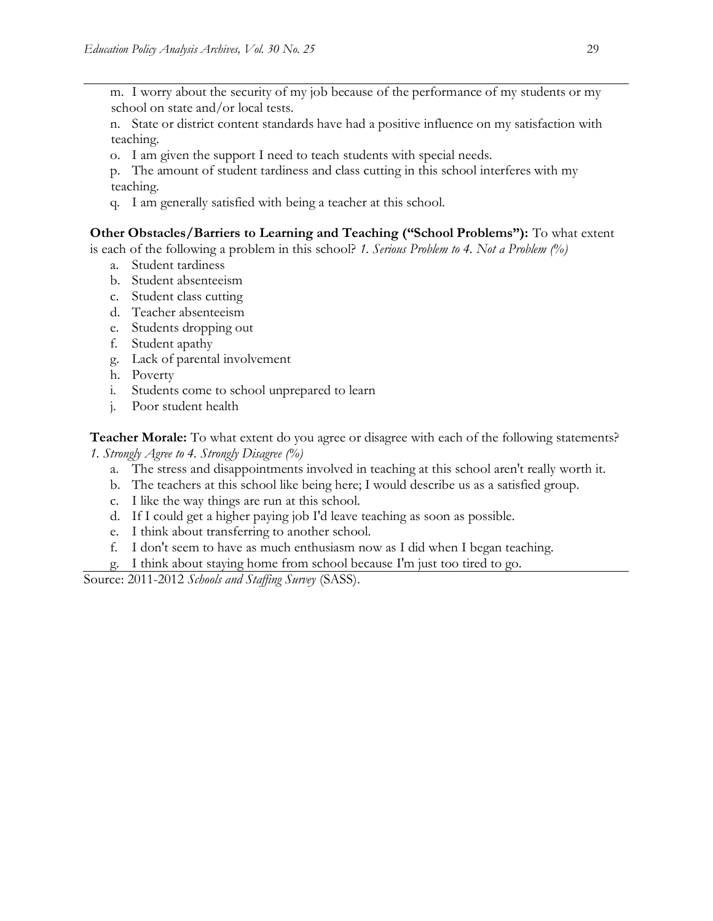m. I worry about the security of my job because of the performance of my students or my school on state and/or local tests.

n. State or district content standards have had a positive influence on my satisfaction with teaching.

o. I am given the support I need to teach students with special needs.

p. The amount of student tardiness and class cutting in this school interferes with my teaching.

q. I am generally satisfied with being a teacher at this school.

**Other Obstacles/Barriers to Learning and Teaching ("School Problems"):** To what extent is each of the following a problem in this school? *1. Serious Problem to 4. Not a Problem (%)*

a. Student tardiness
b. Student absenteeism
c. Student class cutting
d. Teacher absenteeism
e. Students dropping out
f. Student apathy
g. Lack of parental involvement
h. Poverty
i. Students come to school unprepared to learn
j. Poor student health

**Teacher Morale:** To what extent do you agree or disagree with each of the following statements? *1. Strongly Agree to 4. Strongly Disagree (%)*

a. The stress and disappointments involved in teaching at this school aren't really worth it.
b. The teachers at this school like being here; I would describe us as a satisfied group.
c. I like the way things are run at this school.
d. If I could get a higher paying job I'd leave teaching as soon as possible.
e. I think about transferring to another school.
f. I don't seem to have as much enthusiasm now as I did when I began teaching.
g. I think about staying home from school because I'm just too tired to go.

Source: 2011-2012 *Schools and Staffing Survey* (SASS).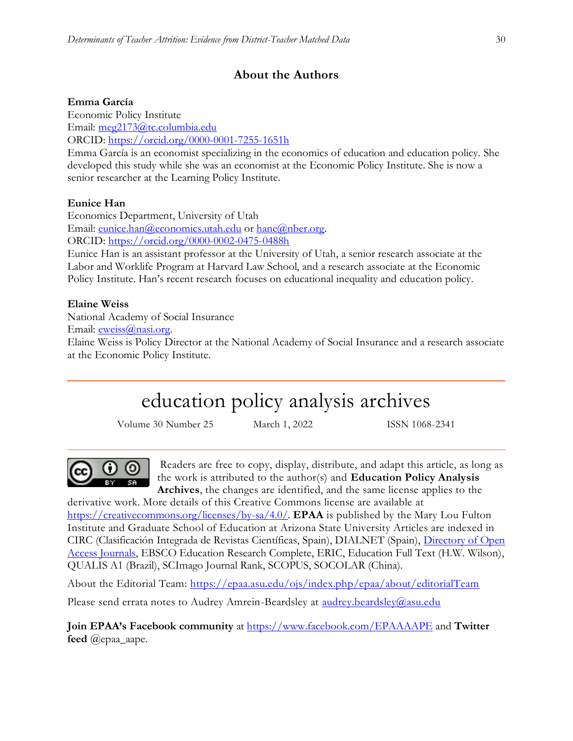## About the Authors

**Emma García**
Economic Policy Institute
Email: meg2173@tc.columbia.edu
ORCID: https://orcid.org/0000-0001-7255-1651h
Emma García is an economist specializing in the economics of education and education policy. She developed this study while she was an economist at the Economic Policy Institute. She is now a senior researcher at the Learning Policy Institute.

**Eunice Han**
Economics Department, University of Utah
Email: eunice.han@economics.utah.edu or hane@nber.org.
ORCID: https://orcid.org/0000-0002-0475-0488h
Eunice Han is an assistant professor at the University of Utah, a senior research associate at the Labor and Worklife Program at Harvard Law School, and a research associate at the Economic Policy Institute. Han's recent research focuses on educational inequality and education policy.

**Elaine Weiss**
National Academy of Social Insurance
Email: eweiss@nasi.org.
Elaine Weiss is Policy Director at the National Academy of Social Insurance and a research associate at the Economic Policy Institute.

---

# education policy analysis archives

Volume 30 Number 25 March 1, 2022 ISSN 1068-2341

---

Readers are free to copy, display, distribute, and adapt this article, as long as the work is attributed to the author(s) and **Education Policy Analysis Archives**, the changes are identified, and the same license applies to the derivative work. More details of this Creative Commons license are available at https://creativecommons.org/licenses/by-sa/4.0/. **EPAA** is published by the Mary Lou Fulton Institute and Graduate School of Education at Arizona State University Articles are indexed in CIRC (Clasificación Integrada de Revistas Científicas, Spain), DIALNET (Spain), Directory of Open Access Journals, EBSCO Education Research Complete, ERIC, Education Full Text (H.W. Wilson), QUALIS A1 (Brazil), SCImago Journal Rank, SCOPUS, SOCOLAR (China).

About the Editorial Team: https://epaa.asu.edu/ojs/index.php/epaa/about/editorialTeam

Please send errata notes to Audrey Amrein-Beardsley at audrey.beardsley@asu.edu

**Join EPAA's Facebook community** at https://www.facebook.com/EPAAAAPE and **Twitter feed** @epaa_aape.